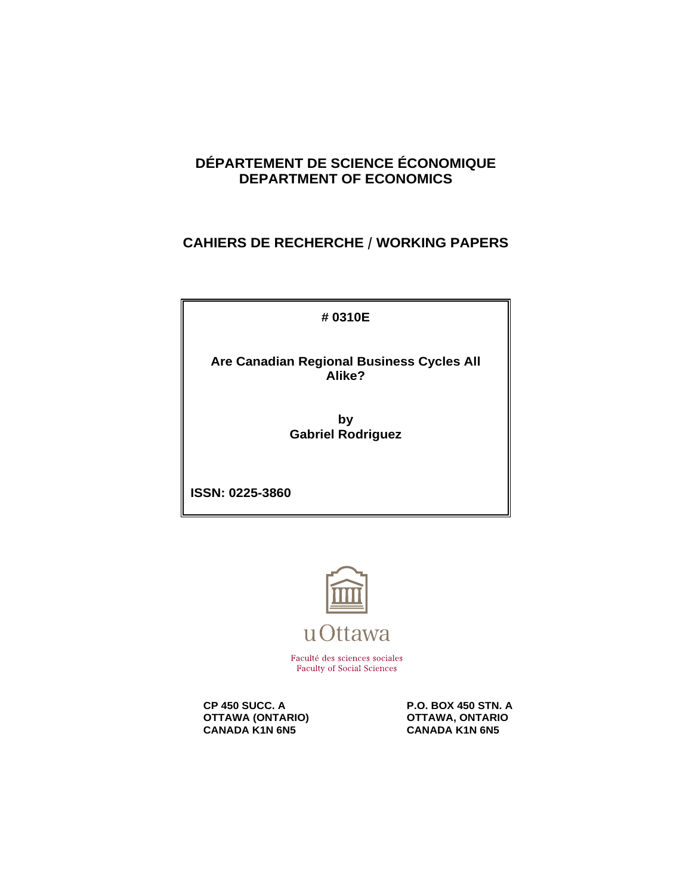# DÉPARTEMENT DE SCIENCE ÉCONOMIQUE
# DEPARTMENT OF ECONOMICS

## CAHIERS DE RECHERCHE / WORKING PAPERS

**# 0310E**

**Are Canadian Regional Business Cycles All Alike?**

**by**
**Gabriel Rodriguez**

**ISSN: 0225-3860**

uOttawa

Faculté des sciences sociales
Faculty of Social Sciences

**CP 450 SUCC. A**
**OTTAWA (ONTARIO)**
**CANADA K1N 6N5**

**P.O. BOX 450 STN. A**
**OTTAWA, ONTARIO**
**CANADA K1N 6N5**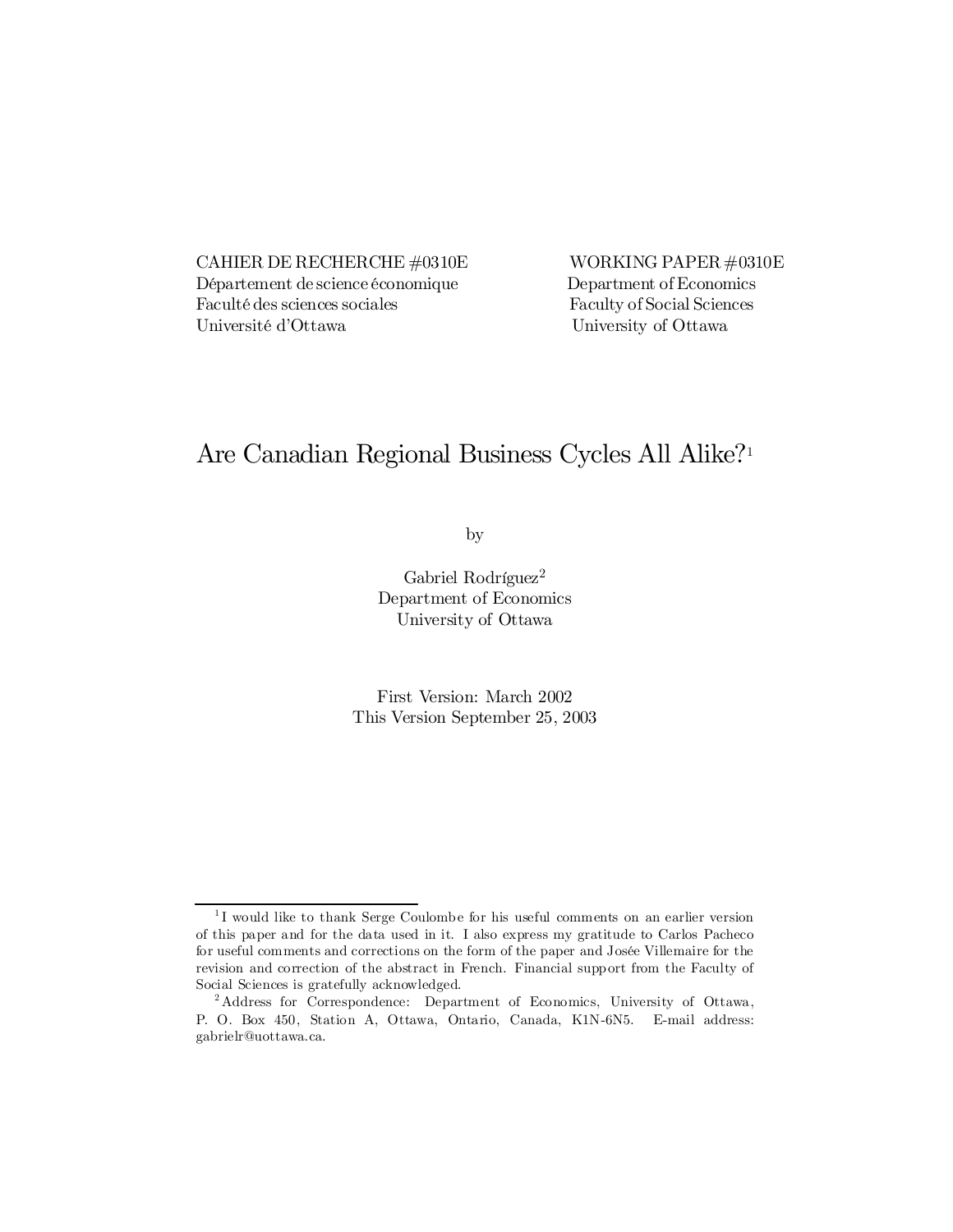CAHIER DE RECHERCHE #0310E
Département de science économique
Faculté des sciences sociales
Université d'Ottawa

WORKING PAPER #0310E
Department of Economics
Faculty of Social Sciences
University of Ottawa

# Are Canadian Regional Business Cycles All Alike?[1]

by

Gabriel Rodríguez[2]
Department of Economics
University of Ottawa

First Version: March 2002
This Version September 25, 2003

---

[1] I would like to thank Serge Coulombe for his useful comments on an earlier version of this paper and for the data used in it. I also express my gratitude to Carlos Pacheco for useful comments and corrections on the form of the paper and Josée Villemaire for the revision and correction of the abstract in French. Financial support from the Faculty of Social Sciences is gratefully acknowledged.

[2] Address for Correspondence: Department of Economics, University of Ottawa, P. O. Box 450, Station A, Ottawa, Ontario, Canada, K1N-6N5. E-mail address: gabrielr@uottawa.ca.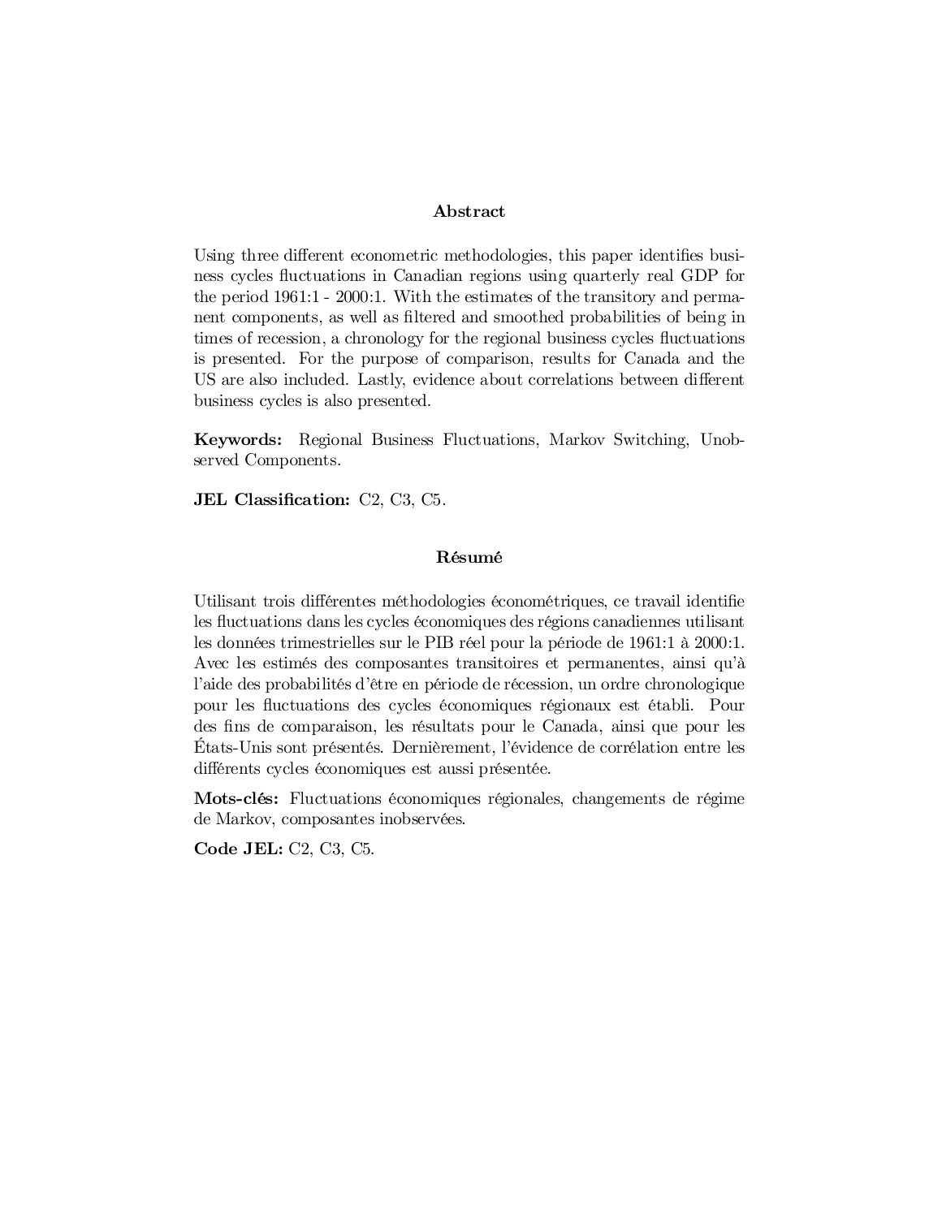## Abstract

Using three different econometric methodologies, this paper identifies business cycles fluctuations in Canadian regions using quarterly real GDP for the period 1961:1 - 2000:1. With the estimates of the transitory and permanent components, as well as filtered and smoothed probabilities of being in times of recession, a chronology for the regional business cycles fluctuations is presented. For the purpose of comparison, results for Canada and the US are also included. Lastly, evidence about correlations between different business cycles is also presented.

**Keywords:** Regional Business Fluctuations, Markov Switching, Unobserved Components.

**JEL Classification:** C2, C3, C5.

## Résumé

Utilisant trois différentes méthodologies économétriques, ce travail identifie les fluctuations dans les cycles économiques des régions canadiennes utilisant les données trimestrielles sur le PIB réel pour la période de 1961:1 à 2000:1. Avec les estimés des composantes transitoires et permanentes, ainsi qu'à l'aide des probabilités d'être en période de récession, un ordre chronologique pour les fluctuations des cycles économiques régionaux est établi. Pour des fins de comparaison, les résultats pour le Canada, ainsi que pour les États-Unis sont présentés. Dernièrement, l'évidence de corrélation entre les différents cycles économiques est aussi présentée.

**Mots-clés:** Fluctuations économiques régionales, changements de régime de Markov, composantes inobservées.

**Code JEL:** C2, C3, C5.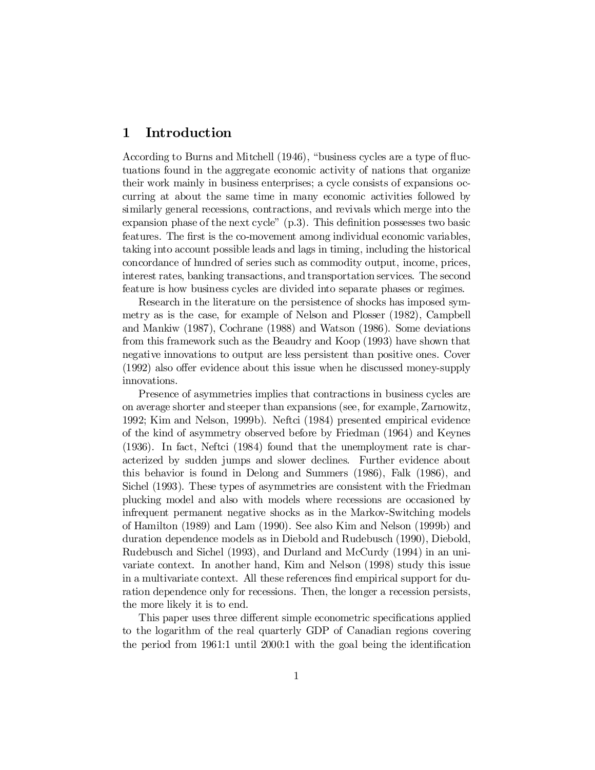# 1 Introduction

According to Burns and Mitchell (1946), "business cycles are a type of fluctuations found in the aggregate economic activity of nations that organize their work mainly in business enterprises; a cycle consists of expansions occurring at about the same time in many economic activities followed by similarly general recessions, contractions, and revivals which merge into the expansion phase of the next cycle" (p.3). This definition possesses two basic features. The first is the co-movement among individual economic variables, taking into account possible leads and lags in timing, including the historical concordance of hundred of series such as commodity output, income, prices, interest rates, banking transactions, and transportation services. The second feature is how business cycles are divided into separate phases or regimes.

Research in the literature on the persistence of shocks has imposed symmetry as is the case, for example of Nelson and Plosser (1982), Campbell and Mankiw (1987), Cochrane (1988) and Watson (1986). Some deviations from this framework such as the Beaudry and Koop (1993) have shown that negative innovations to output are less persistent than positive ones. Cover (1992) also offer evidence about this issue when he discussed money-supply innovations.

Presence of asymmetries implies that contractions in business cycles are on average shorter and steeper than expansions (see, for example, Zarnowitz, 1992; Kim and Nelson, 1999b). Neftci (1984) presented empirical evidence of the kind of asymmetry observed before by Friedman (1964) and Keynes (1936). In fact, Neftci (1984) found that the unemployment rate is characterized by sudden jumps and slower declines. Further evidence about this behavior is found in Delong and Summers (1986), Falk (1986), and Sichel (1993). These types of asymmetries are consistent with the Friedman plucking model and also with models where recessions are occasioned by infrequent permanent negative shocks as in the Markov-Switching models of Hamilton (1989) and Lam (1990). See also Kim and Nelson (1999b) and duration dependence models as in Diebold and Rudebusch (1990), Diebold, Rudebusch and Sichel (1993), and Durland and McCurdy (1994) in an univariate context. In another hand, Kim and Nelson (1998) study this issue in a multivariate context. All these references find empirical support for duration dependence only for recessions. Then, the longer a recession persists, the more likely it is to end.

This paper uses three different simple econometric specifications applied to the logarithm of the real quarterly GDP of Canadian regions covering the period from 1961:1 until 2000:1 with the goal being the identification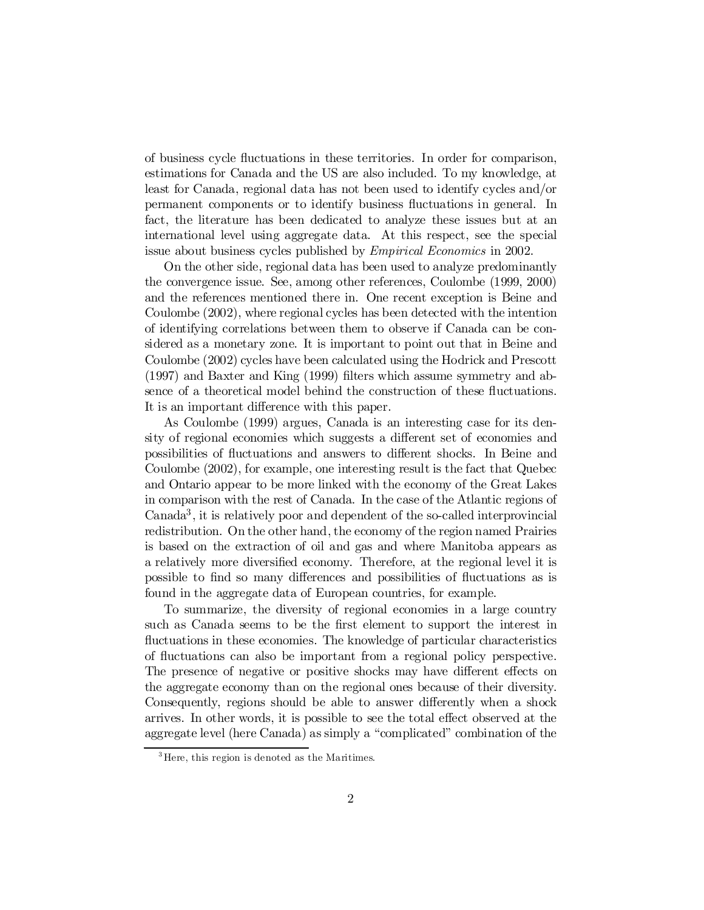of business cycle fluctuations in these territories. In order for comparison, estimations for Canada and the US are also included. To my knowledge, at least for Canada, regional data has not been used to identify cycles and/or permanent components or to identify business fluctuations in general. In fact, the literature has been dedicated to analyze these issues but at an international level using aggregate data. At this respect, see the special issue about business cycles published by *Empirical Economics* in 2002.

On the other side, regional data has been used to analyze predominantly the convergence issue. See, among other references, Coulombe (1999, 2000) and the references mentioned there in. One recent exception is Beine and Coulombe (2002), where regional cycles has been detected with the intention of identifying correlations between them to observe if Canada can be considered as a monetary zone. It is important to point out that in Beine and Coulombe (2002) cycles have been calculated using the Hodrick and Prescott (1997) and Baxter and King (1999) filters which assume symmetry and absence of a theoretical model behind the construction of these fluctuations. It is an important difference with this paper.

As Coulombe (1999) argues, Canada is an interesting case for its density of regional economies which suggests a different set of economies and possibilities of fluctuations and answers to different shocks. In Beine and Coulombe (2002), for example, one interesting result is the fact that Quebec and Ontario appear to be more linked with the economy of the Great Lakes in comparison with the rest of Canada. In the case of the Atlantic regions of Canada[3], it is relatively poor and dependent of the so-called interprovincial redistribution. On the other hand, the economy of the region named Prairies is based on the extraction of oil and gas and where Manitoba appears as a relatively more diversified economy. Therefore, at the regional level it is possible to find so many differences and possibilities of fluctuations as is found in the aggregate data of European countries, for example.

To summarize, the diversity of regional economies in a large country such as Canada seems to be the first element to support the interest in fluctuations in these economies. The knowledge of particular characteristics of fluctuations can also be important from a regional policy perspective. The presence of negative or positive shocks may have different effects on the aggregate economy than on the regional ones because of their diversity. Consequently, regions should be able to answer differently when a shock arrives. In other words, it is possible to see the total effect observed at the aggregate level (here Canada) as simply a "complicated" combination of the

[3] Here, this region is denoted as the Maritimes.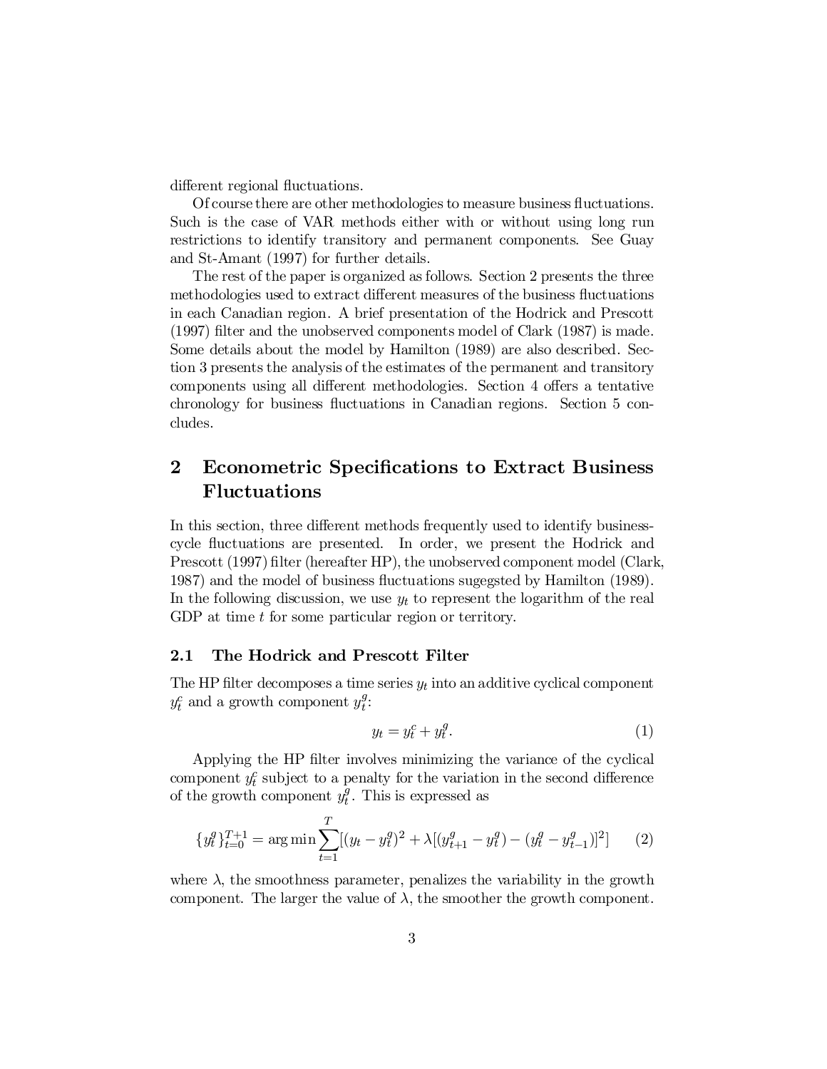different regional fluctuations.

Of course there are other methodologies to measure business fluctuations. Such is the case of VAR methods either with or without using long run restrictions to identify transitory and permanent components. See Guay and St-Amant (1997) for further details.

The rest of the paper is organized as follows. Section 2 presents the three methodologies used to extract different measures of the business fluctuations in each Canadian region. A brief presentation of the Hodrick and Prescott (1997) filter and the unobserved components model of Clark (1987) is made. Some details about the model by Hamilton (1989) are also described. Section 3 presents the analysis of the estimates of the permanent and transitory components using all different methodologies. Section 4 offers a tentative chronology for business fluctuations in Canadian regions. Section 5 concludes.

## 2 Econometric Specifications to Extract Business Fluctuations

In this section, three different methods frequently used to identify business-cycle fluctuations are presented. In order, we present the Hodrick and Prescott (1997) filter (hereafter HP), the unobserved component model (Clark, 1987) and the model of business fluctuations sugegsted by Hamilton (1989). In the following discussion, we use $y_t$ to represent the logarithm of the real GDP at time $t$ for some particular region or territory.

### 2.1 The Hodrick and Prescott Filter

The HP filter decomposes a time series $y_t$ into an additive cyclical component $y_t^c$ and a growth component $y_t^g$:

$$y_t = y_t^c + y_t^g. \tag{1}$$

Applying the HP filter involves minimizing the variance of the cyclical component $y_t^c$ subject to a penalty for the variation in the second difference of the growth component $y_t^g$. This is expressed as

$$\{y_t^g\}_{t=0}^{T+1} = \arg\min \sum_{t=1}^{T} [(y_t - y_t^g)^2 + \lambda[(y_{t+1}^g - y_t^g) - (y_t^g - y_{t-1}^g)]^2] \tag{2}$$

where $\lambda$, the smoothness parameter, penalizes the variability in the growth component. The larger the value of $\lambda$, the smoother the growth component.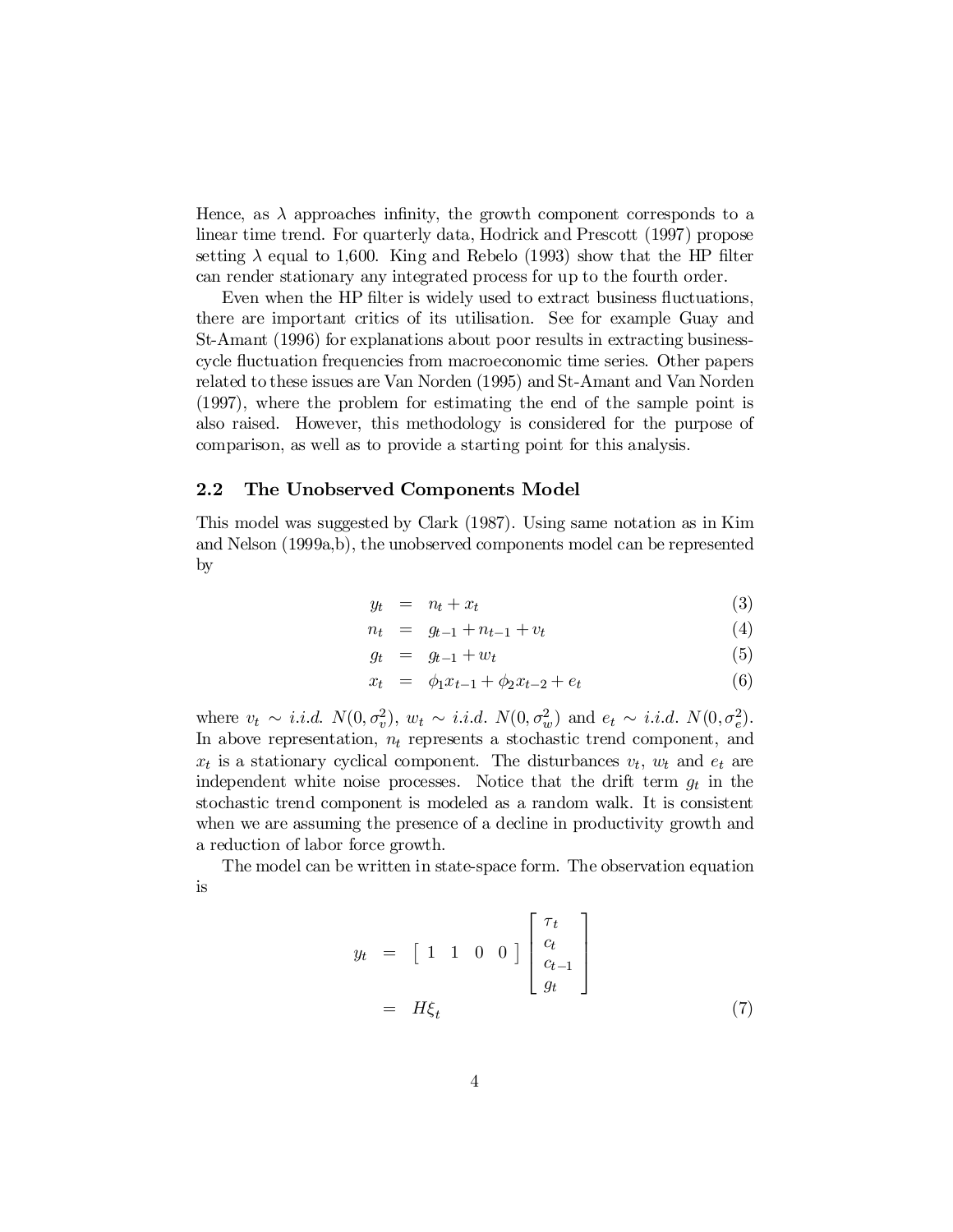Hence, as $\lambda$ approaches infinity, the growth component corresponds to a linear time trend. For quarterly data, Hodrick and Prescott (1997) propose setting $\lambda$ equal to 1,600. King and Rebelo (1993) show that the HP filter can render stationary any integrated process for up to the fourth order.

Even when the HP filter is widely used to extract business fluctuations, there are important critics of its utilisation. See for example Guay and St-Amant (1996) for explanations about poor results in extracting business-cycle fluctuation frequencies from macroeconomic time series. Other papers related to these issues are Van Norden (1995) and St-Amant and Van Norden (1997), where the problem for estimating the end of the sample point is also raised. However, this methodology is considered for the purpose of comparison, as well as to provide a starting point for this analysis.

## 2.2 The Unobserved Components Model

This model was suggested by Clark (1987). Using same notation as in Kim and Nelson (1999a,b), the unobserved components model can be represented by

$$y_t = n_t + x_t \tag{3}$$

$$n_t = g_{t-1} + n_{t-1} + v_t \tag{4}$$

$$g_t = g_{t-1} + w_t \tag{5}$$

$$x_t = \phi_1 x_{t-1} + \phi_2 x_{t-2} + e_t \tag{6}$$

where $v_t \sim i.i.d.\ N(0, \sigma_v^2)$, $w_t \sim i.i.d.\ N(0, \sigma_w^2)$ and $e_t \sim i.i.d.\ N(0, \sigma_e^2)$. In above representation, $n_t$ represents a stochastic trend component, and $x_t$ is a stationary cyclical component. The disturbances $v_t$, $w_t$ and $e_t$ are independent white noise processes. Notice that the drift term $g_t$ in the stochastic trend component is modeled as a random walk. It is consistent when we are assuming the presence of a decline in productivity growth and a reduction of labor force growth.

The model can be written in state-space form. The observation equation is

$$\begin{aligned} y_t &= \begin{bmatrix} 1 & 1 & 0 & 0 \end{bmatrix} \begin{bmatrix} \tau_t \\ c_t \\ c_{t-1} \\ g_t \end{bmatrix} \\ &= H\xi_t \end{aligned} \tag{7}$$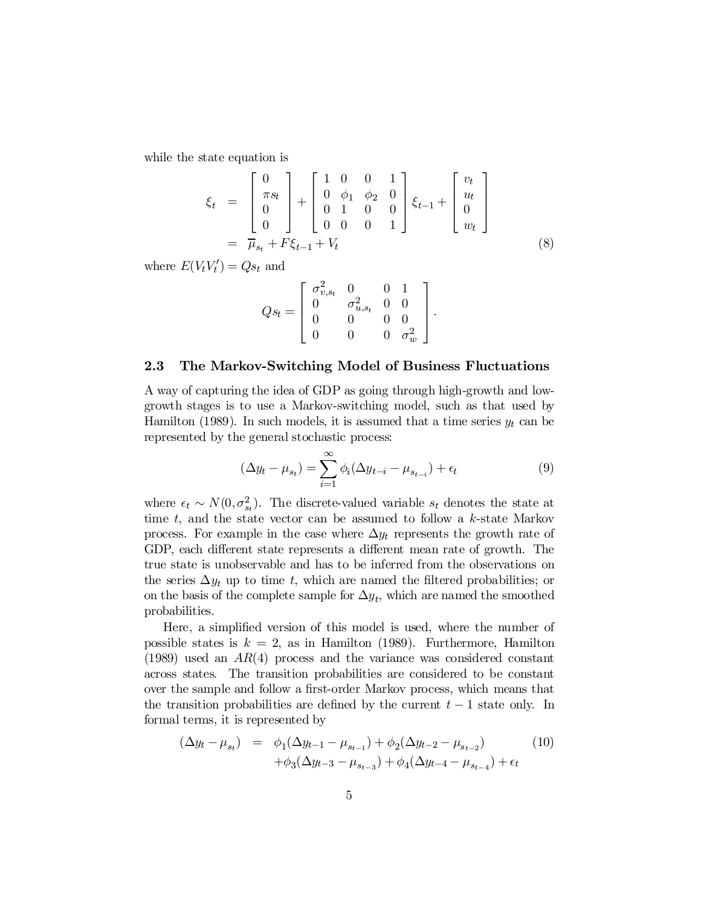while the state equation is

$$
\begin{aligned}
\xi_t &= \begin{bmatrix} 0 \\ \pi s_t \\ 0 \\ 0 \end{bmatrix} + \begin{bmatrix} 1 & 0 & 0 & 1 \\ 0 & \phi_1 & \phi_2 & 0 \\ 0 & 1 & 0 & 0 \\ 0 & 0 & 0 & 1 \end{bmatrix} \xi_{t-1} + \begin{bmatrix} v_t \\ u_t \\ 0 \\ w_t \end{bmatrix} \\
&= \overline{\mu}_{s_t} + F\xi_{t-1} + V_t
\end{aligned} \tag{8}
$$

where $E(V_t V_t') = Q s_t$ and

$$
Q s_t = \begin{bmatrix} \sigma^2_{v,s_t} & 0 & 0 & 1 \\ 0 & \sigma^2_{u,s_t} & 0 & 0 \\ 0 & 0 & 0 & 0 \\ 0 & 0 & 0 & \sigma^2_w \end{bmatrix}.
$$

### 2.3 The Markov-Switching Model of Business Fluctuations

A way of capturing the idea of GDP as going through high-growth and low-growth stages is to use a Markov-switching model, such as that used by Hamilton (1989). In such models, it is assumed that a time series $y_t$ can be represented by the general stochastic process:

$$
(\Delta y_t - \mu_{s_t}) = \sum_{i=1}^{\infty} \phi_i (\Delta y_{t-i} - \mu_{s_{t-i}}) + \epsilon_t \tag{9}
$$

where $\epsilon_t \sim N(0, \sigma^2_{s_t})$. The discrete-valued variable $s_t$ denotes the state at time $t$, and the state vector can be assumed to follow a $k$-state Markov process. For example in the case where $\Delta y_t$ represents the growth rate of GDP, each different state represents a different mean rate of growth. The true state is unobservable and has to be inferred from the observations on the series $\Delta y_t$ up to time $t$, which are named the filtered probabilities; or on the basis of the complete sample for $\Delta y_t$, which are named the smoothed probabilities.

Here, a simplified version of this model is used, where the number of possible states is $k = 2$, as in Hamilton (1989). Furthermore, Hamilton (1989) used an $AR(4)$ process and the variance was considered constant across states. The transition probabilities are considered to be constant over the sample and follow a first-order Markov process, which means that the transition probabilities are defined by the current $t-1$ state only. In formal terms, it is represented by

$$
\begin{aligned}
(\Delta y_t - \mu_{s_t}) &= \phi_1(\Delta y_{t-1} - \mu_{s_{t-1}}) + \phi_2(\Delta y_{t-2} - \mu_{s_{t-2}}) \\
&\quad + \phi_3(\Delta y_{t-3} - \mu_{s_{t-3}}) + \phi_4(\Delta y_{t-4} - \mu_{s_{t-4}}) + \epsilon_t
\end{aligned} \tag{10}
$$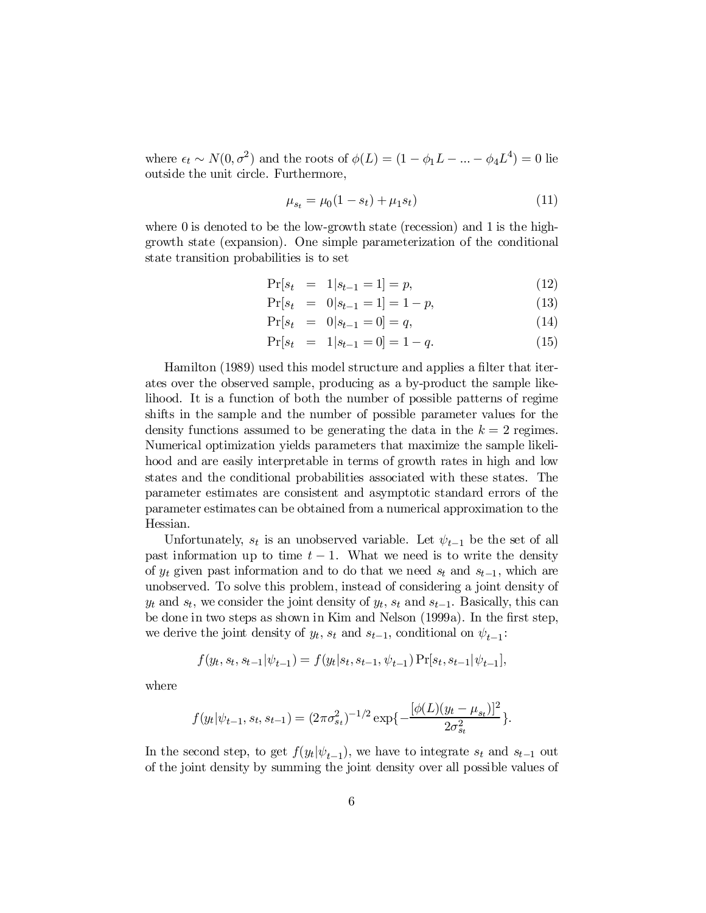where $\epsilon_t \sim N(0, \sigma^2)$ and the roots of $\phi(L) = (1 - \phi_1 L - ... - \phi_4 L^4) = 0$ lie outside the unit circle. Furthermore,

$$\mu_{s_t} = \mu_0(1 - s_t) + \mu_1 s_t) \tag{11}$$

where 0 is denoted to be the low-growth state (recession) and 1 is the high-growth state (expansion). One simple parameterization of the conditional state transition probabilities is to set

$$\Pr[s_t = 1 | s_{t-1} = 1] = p, \tag{12}$$

$$\Pr[s_t = 0 | s_{t-1} = 1] = 1 - p, \tag{13}$$

$$\Pr[s_t = 0 | s_{t-1} = 0] = q, \tag{14}$$

$$\Pr[s_t = 1 | s_{t-1} = 0] = 1 - q. \tag{15}$$

Hamilton (1989) used this model structure and applies a filter that iterates over the observed sample, producing as a by-product the sample likelihood. It is a function of both the number of possible patterns of regime shifts in the sample and the number of possible parameter values for the density functions assumed to be generating the data in the $k = 2$ regimes. Numerical optimization yields parameters that maximize the sample likelihood and are easily interpretable in terms of growth rates in high and low states and the conditional probabilities associated with these states. The parameter estimates are consistent and asymptotic standard errors of the parameter estimates can be obtained from a numerical approximation to the Hessian.

Unfortunately, $s_t$ is an unobserved variable. Let $\psi_{t-1}$ be the set of all past information up to time $t - 1$. What we need is to write the density of $y_t$ given past information and to do that we need $s_t$ and $s_{t-1}$, which are unobserved. To solve this problem, instead of considering a joint density of $y_t$ and $s_t$, we consider the joint density of $y_t$, $s_t$ and $s_{t-1}$. Basically, this can be done in two steps as shown in Kim and Nelson (1999a). In the first step, we derive the joint density of $y_t$, $s_t$ and $s_{t-1}$, conditional on $\psi_{t-1}$:

$$f(y_t, s_t, s_{t-1} | \psi_{t-1}) = f(y_t | s_t, s_{t-1}, \psi_{t-1}) \Pr[s_t, s_{t-1} | \psi_{t-1}],$$

where

$$f(y_t | \psi_{t-1}, s_t, s_{t-1}) = (2\pi\sigma_{s_t}^2)^{-1/2} \exp\{-\frac{[\phi(L)(y_t - \mu_{s_t})]^2}{2\sigma_{s_t}^2}\}.$$

In the second step, to get $f(y_t | \psi_{t-1})$, we have to integrate $s_t$ and $s_{t-1}$ out of the joint density by summing the joint density over all possible values of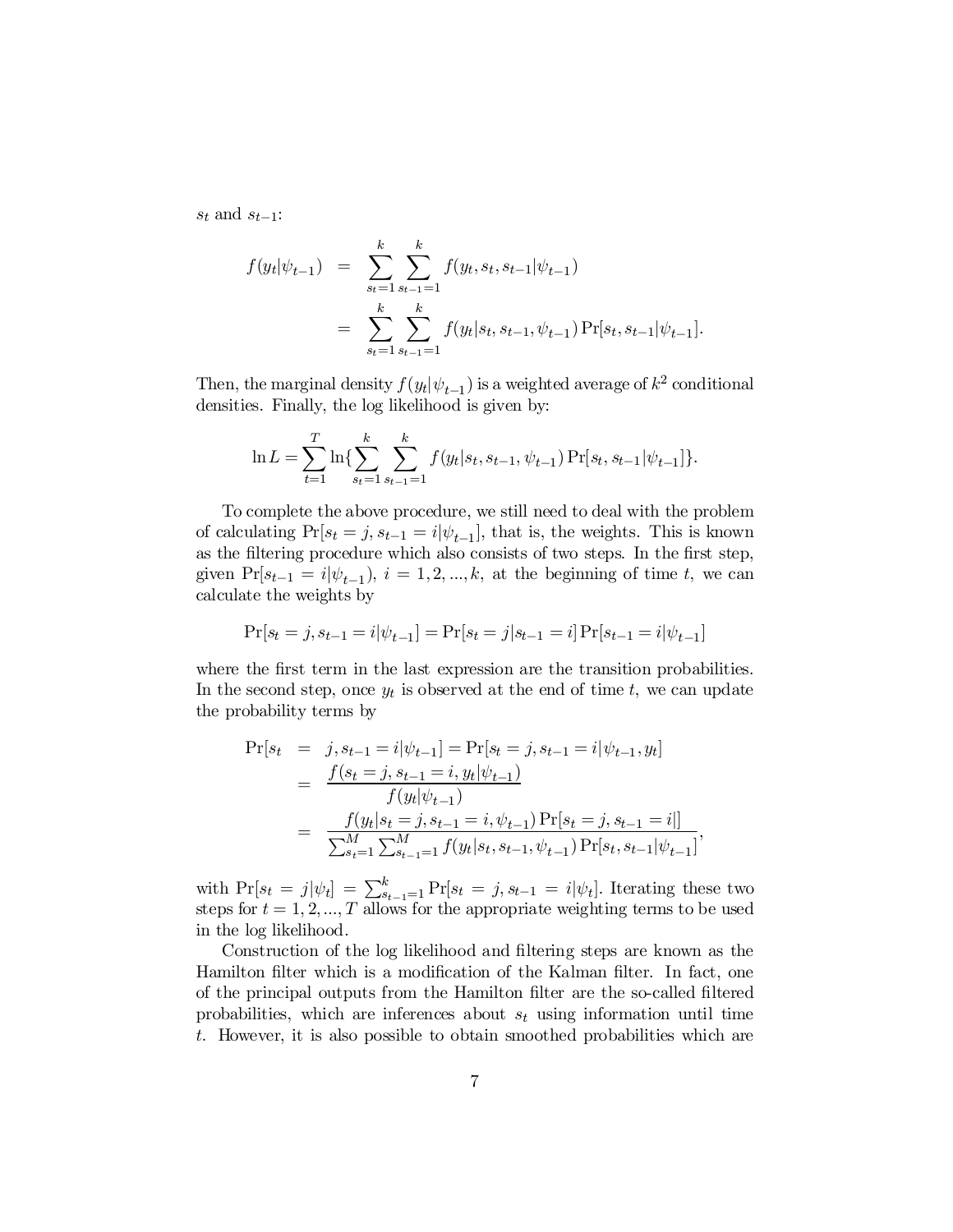$s_t$ and $s_{t-1}$:

$$
\begin{aligned}
f(y_t|\psi_{t-1}) &= \sum_{s_t=1}^{k}\sum_{s_{t-1}=1}^{k} f(y_t, s_t, s_{t-1}|\psi_{t-1}) \\
&= \sum_{s_t=1}^{k}\sum_{s_{t-1}=1}^{k} f(y_t|s_t, s_{t-1}, \psi_{t-1}) \Pr[s_t, s_{t-1}|\psi_{t-1}].
\end{aligned}
$$

Then, the marginal density $f(y_t|\psi_{t-1})$ is a weighted average of $k^2$ conditional densities. Finally, the log likelihood is given by:

$$
\ln L = \sum_{t=1}^{T} \ln\{\sum_{s_t=1}^{k}\sum_{s_{t-1}=1}^{k} f(y_t|s_t, s_{t-1}, \psi_{t-1}) \Pr[s_t, s_{t-1}|\psi_{t-1}]\}.
$$

To complete the above procedure, we still need to deal with the problem of calculating $\Pr[s_t = j, s_{t-1} = i|\psi_{t-1}]$, that is, the weights. This is known as the filtering procedure which also consists of two steps. In the first step, given $\Pr[s_{t-1} = i|\psi_{t-1})$, $i = 1, 2, ..., k$, at the beginning of time $t$, we can calculate the weights by

$$
\Pr[s_t = j, s_{t-1} = i|\psi_{t-1}] = \Pr[s_t = j|s_{t-1} = i] \Pr[s_{t-1} = i|\psi_{t-1}]
$$

where the first term in the last expression are the transition probabilities. In the second step, once $y_t$ is observed at the end of time $t$, we can update the probability terms by

$$
\begin{aligned}
\Pr[s_t &= j, s_{t-1} = i|\psi_{t-1}] = \Pr[s_t = j, s_{t-1} = i|\psi_{t-1}, y_t] \\
&= \frac{f(s_t = j, s_{t-1} = i, y_t|\psi_{t-1})}{f(y_t|\psi_{t-1})} \\
&= \frac{f(y_t|s_t = j, s_{t-1} = i, \psi_{t-1}) \Pr[s_t = j, s_{t-1} = i|]}{\sum_{s_t=1}^{M}\sum_{s_{t-1}=1}^{M} f(y_t|s_t, s_{t-1}, \psi_{t-1}) \Pr[s_t, s_{t-1}|\psi_{t-1}]},
\end{aligned}
$$

with $\Pr[s_t = j|\psi_t] = \sum_{s_{t-1}=1}^{k} \Pr[s_t = j, s_{t-1} = i|\psi_t]$. Iterating these two steps for $t = 1, 2, ..., T$ allows for the appropriate weighting terms to be used in the log likelihood.

Construction of the log likelihood and filtering steps are known as the Hamilton filter which is a modification of the Kalman filter. In fact, one of the principal outputs from the Hamilton filter are the so-called filtered probabilities, which are inferences about $s_t$ using information until time $t$. However, it is also possible to obtain smoothed probabilities which are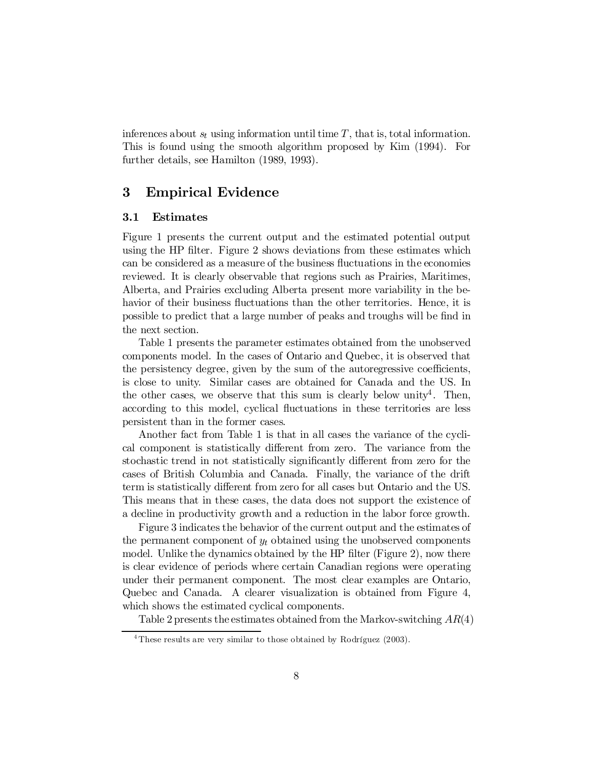inferences about $s_t$ using information until time $T$, that is, total information. This is found using the smooth algorithm proposed by Kim (1994). For further details, see Hamilton (1989, 1993).

## 3 Empirical Evidence

### 3.1 Estimates

Figure 1 presents the current output and the estimated potential output using the HP filter. Figure 2 shows deviations from these estimates which can be considered as a measure of the business fluctuations in the economies reviewed. It is clearly observable that regions such as Prairies, Maritimes, Alberta, and Prairies excluding Alberta present more variability in the behavior of their business fluctuations than the other territories. Hence, it is possible to predict that a large number of peaks and troughs will be find in the next section.

Table 1 presents the parameter estimates obtained from the unobserved components model. In the cases of Ontario and Quebec, it is observed that the persistency degree, given by the sum of the autoregressive coefficients, is close to unity. Similar cases are obtained for Canada and the US. In the other cases, we observe that this sum is clearly below unity[4]. Then, according to this model, cyclical fluctuations in these territories are less persistent than in the former cases.

Another fact from Table 1 is that in all cases the variance of the cyclical component is statistically different from zero. The variance from the stochastic trend in not statistically significantly different from zero for the cases of British Columbia and Canada. Finally, the variance of the drift term is statistically different from zero for all cases but Ontario and the US. This means that in these cases, the data does not support the existence of a decline in productivity growth and a reduction in the labor force growth.

Figure 3 indicates the behavior of the current output and the estimates of the permanent component of $y_t$ obtained using the unobserved components model. Unlike the dynamics obtained by the HP filter (Figure 2), now there is clear evidence of periods where certain Canadian regions were operating under their permanent component. The most clear examples are Ontario, Quebec and Canada. A clearer visualization is obtained from Figure 4, which shows the estimated cyclical components.

Table 2 presents the estimates obtained from the Markov-switching $AR(4)$

[4] These results are very similar to those obtained by Rodríguez (2003).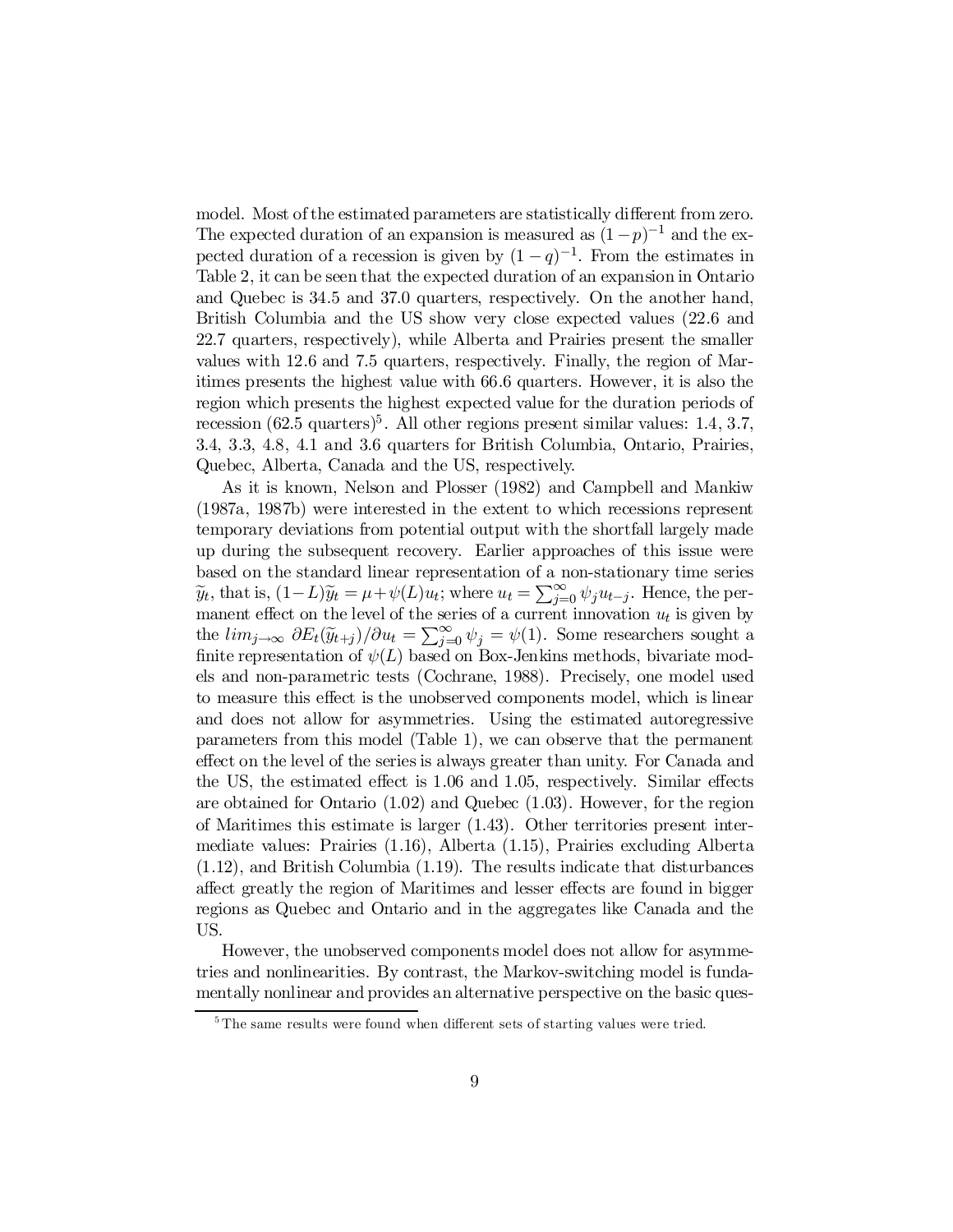model. Most of the estimated parameters are statistically different from zero. The expected duration of an expansion is measured as $(1-p)^{-1}$ and the expected duration of a recession is given by $(1-q)^{-1}$. From the estimates in Table 2, it can be seen that the expected duration of an expansion in Ontario and Quebec is 34.5 and 37.0 quarters, respectively. On the another hand, British Columbia and the US show very close expected values (22.6 and 22.7 quarters, respectively), while Alberta and Prairies present the smaller values with 12.6 and 7.5 quarters, respectively. Finally, the region of Maritimes presents the highest value with 66.6 quarters. However, it is also the region which presents the highest expected value for the duration periods of recession (62.5 quarters)[5]. All other regions present similar values: 1.4, 3.7, 3.4, 3.3, 4.8, 4.1 and 3.6 quarters for British Columbia, Ontario, Prairies, Quebec, Alberta, Canada and the US, respectively.

As it is known, Nelson and Plosser (1982) and Campbell and Mankiw (1987a, 1987b) were interested in the extent to which recessions represent temporary deviations from potential output with the shortfall largely made up during the subsequent recovery. Earlier approaches of this issue were based on the standard linear representation of a non-stationary time series $\widetilde{y}_t$, that is, $(1-L)\widetilde{y}_t = \mu + \psi(L)u_t$; where $u_t = \sum_{j=0}^{\infty} \psi_j u_{t-j}$. Hence, the permanent effect on the level of the series of a current innovation $u_t$ is given by the $lim_{j\to\infty}\ \partial E_t(\widetilde{y}_{t+j})/\partial u_t = \sum_{j=0}^{\infty} \psi_j = \psi(1)$. Some researchers sought a finite representation of $\psi(L)$ based on Box-Jenkins methods, bivariate models and non-parametric tests (Cochrane, 1988). Precisely, one model used to measure this effect is the unobserved components model, which is linear and does not allow for asymmetries. Using the estimated autoregressive parameters from this model (Table 1), we can observe that the permanent effect on the level of the series is always greater than unity. For Canada and the US, the estimated effect is 1.06 and 1.05, respectively. Similar effects are obtained for Ontario (1.02) and Quebec (1.03). However, for the region of Maritimes this estimate is larger (1.43). Other territories present intermediate values: Prairies (1.16), Alberta (1.15), Prairies excluding Alberta (1.12), and British Columbia (1.19). The results indicate that disturbances affect greatly the region of Maritimes and lesser effects are found in bigger regions as Quebec and Ontario and in the aggregates like Canada and the US.

However, the unobserved components model does not allow for asymmetries and nonlinearities. By contrast, the Markov-switching model is fundamentally nonlinear and provides an alternative perspective on the basic ques-

[5] The same results were found when different sets of starting values were tried.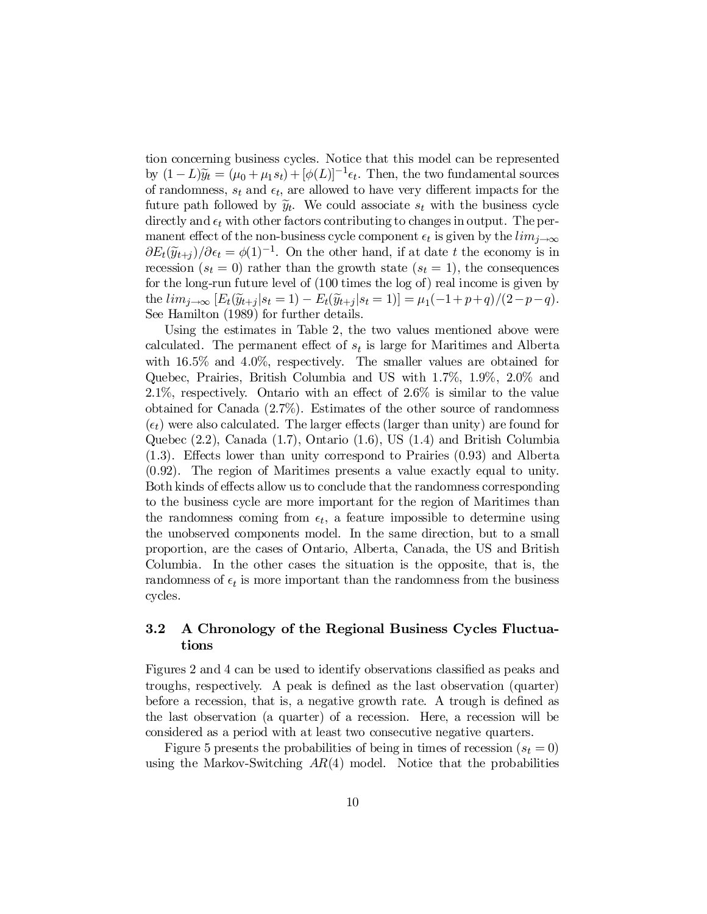tion concerning business cycles. Notice that this model can be represented by $(1-L)\widetilde{y}_t = (\mu_0 + \mu_1 s_t) + [\phi(L)]^{-1}\epsilon_t$. Then, the two fundamental sources of randomness, $s_t$ and $\epsilon_t$, are allowed to have very different impacts for the future path followed by $\widetilde{y}_t$. We could associate $s_t$ with the business cycle directly and $\epsilon_t$ with other factors contributing to changes in output. The permanent effect of the non-business cycle component $\epsilon_t$ is given by the $lim_{j\to\infty}$ $\partial E_t(\widetilde{y}_{t+j})/\partial\epsilon_t = \phi(1)^{-1}$. On the other hand, if at date $t$ the economy is in recession ($s_t = 0$) rather than the growth state ($s_t = 1$), the consequences for the long-run future level of (100 times the log of) real income is given by the $lim_{j\to\infty}$ $[E_t(\widetilde{y}_{t+j}|s_t = 1) - E_t(\widetilde{y}_{t+j}|s_t = 1)] = \mu_1(-1+p+q)/(2-p-q)$. See Hamilton (1989) for further details.

Using the estimates in Table 2, the two values mentioned above were calculated. The permanent effect of $s_t$ is large for Maritimes and Alberta with 16.5% and 4.0%, respectively. The smaller values are obtained for Quebec, Prairies, British Columbia and US with 1.7%, 1.9%, 2.0% and 2.1%, respectively. Ontario with an effect of 2.6% is similar to the value obtained for Canada (2.7%). Estimates of the other source of randomness ($\epsilon_t$) were also calculated. The larger effects (larger than unity) are found for Quebec (2.2), Canada (1.7), Ontario (1.6), US (1.4) and British Columbia (1.3). Effects lower than unity correspond to Prairies (0.93) and Alberta (0.92). The region of Maritimes presents a value exactly equal to unity. Both kinds of effects allow us to conclude that the randomness corresponding to the business cycle are more important for the region of Maritimes than the randomness coming from $\epsilon_t$, a feature impossible to determine using the unobserved components model. In the same direction, but to a small proportion, are the cases of Ontario, Alberta, Canada, the US and British Columbia. In the other cases the situation is the opposite, that is, the randomness of $\epsilon_t$ is more important than the randomness from the business cycles.

## 3.2 A Chronology of the Regional Business Cycles Fluctuations

Figures 2 and 4 can be used to identify observations classified as peaks and troughs, respectively. A peak is defined as the last observation (quarter) before a recession, that is, a negative growth rate. A trough is defined as the last observation (a quarter) of a recession. Here, a recession will be considered as a period with at least two consecutive negative quarters.

Figure 5 presents the probabilities of being in times of recession ($s_t = 0$) using the Markov-Switching $AR(4)$ model. Notice that the probabilities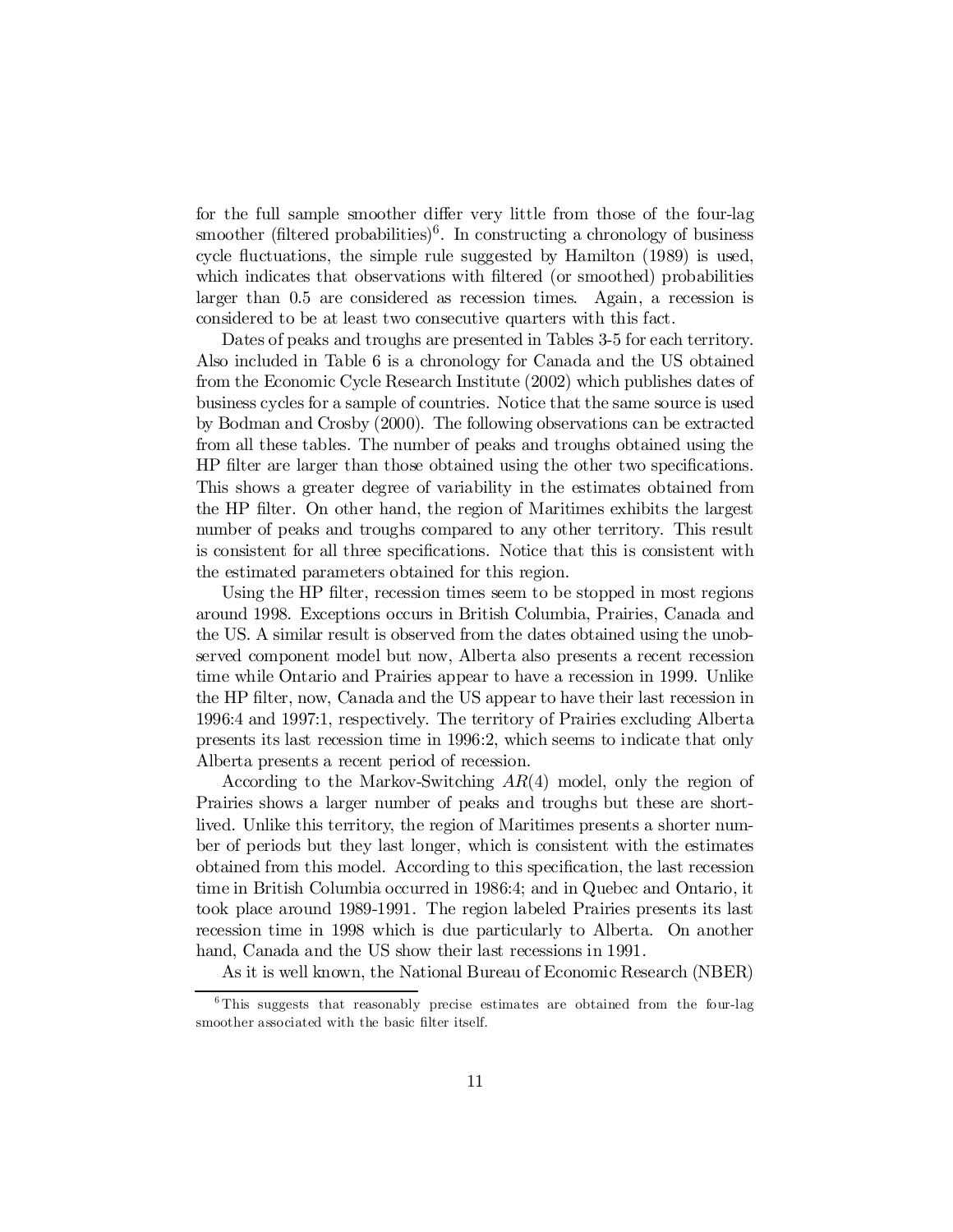for the full sample smoother differ very little from those of the four-lag smoother (filtered probabilities)[6]. In constructing a chronology of business cycle fluctuations, the simple rule suggested by Hamilton (1989) is used, which indicates that observations with filtered (or smoothed) probabilities larger than 0.5 are considered as recession times. Again, a recession is considered to be at least two consecutive quarters with this fact.

Dates of peaks and troughs are presented in Tables 3-5 for each territory. Also included in Table 6 is a chronology for Canada and the US obtained from the Economic Cycle Research Institute (2002) which publishes dates of business cycles for a sample of countries. Notice that the same source is used by Bodman and Crosby (2000). The following observations can be extracted from all these tables. The number of peaks and troughs obtained using the HP filter are larger than those obtained using the other two specifications. This shows a greater degree of variability in the estimates obtained from the HP filter. On other hand, the region of Maritimes exhibits the largest number of peaks and troughs compared to any other territory. This result is consistent for all three specifications. Notice that this is consistent with the estimated parameters obtained for this region.

Using the HP filter, recession times seem to be stopped in most regions around 1998. Exceptions occurs in British Columbia, Prairies, Canada and the US. A similar result is observed from the dates obtained using the unobserved component model but now, Alberta also presents a recent recession time while Ontario and Prairies appear to have a recession in 1999. Unlike the HP filter, now, Canada and the US appear to have their last recession in 1996:4 and 1997:1, respectively. The territory of Prairies excluding Alberta presents its last recession time in 1996:2, which seems to indicate that only Alberta presents a recent period of recession.

According to the Markov-Switching $AR(4)$ model, only the region of Prairies shows a larger number of peaks and troughs but these are short-lived. Unlike this territory, the region of Maritimes presents a shorter number of periods but they last longer, which is consistent with the estimates obtained from this model. According to this specification, the last recession time in British Columbia occurred in 1986:4; and in Quebec and Ontario, it took place around 1989-1991. The region labeled Prairies presents its last recession time in 1998 which is due particularly to Alberta. On another hand, Canada and the US show their last recessions in 1991.

As it is well known, the National Bureau of Economic Research (NBER)

[6] This suggests that reasonably precise estimates are obtained from the four-lag smoother associated with the basic filter itself.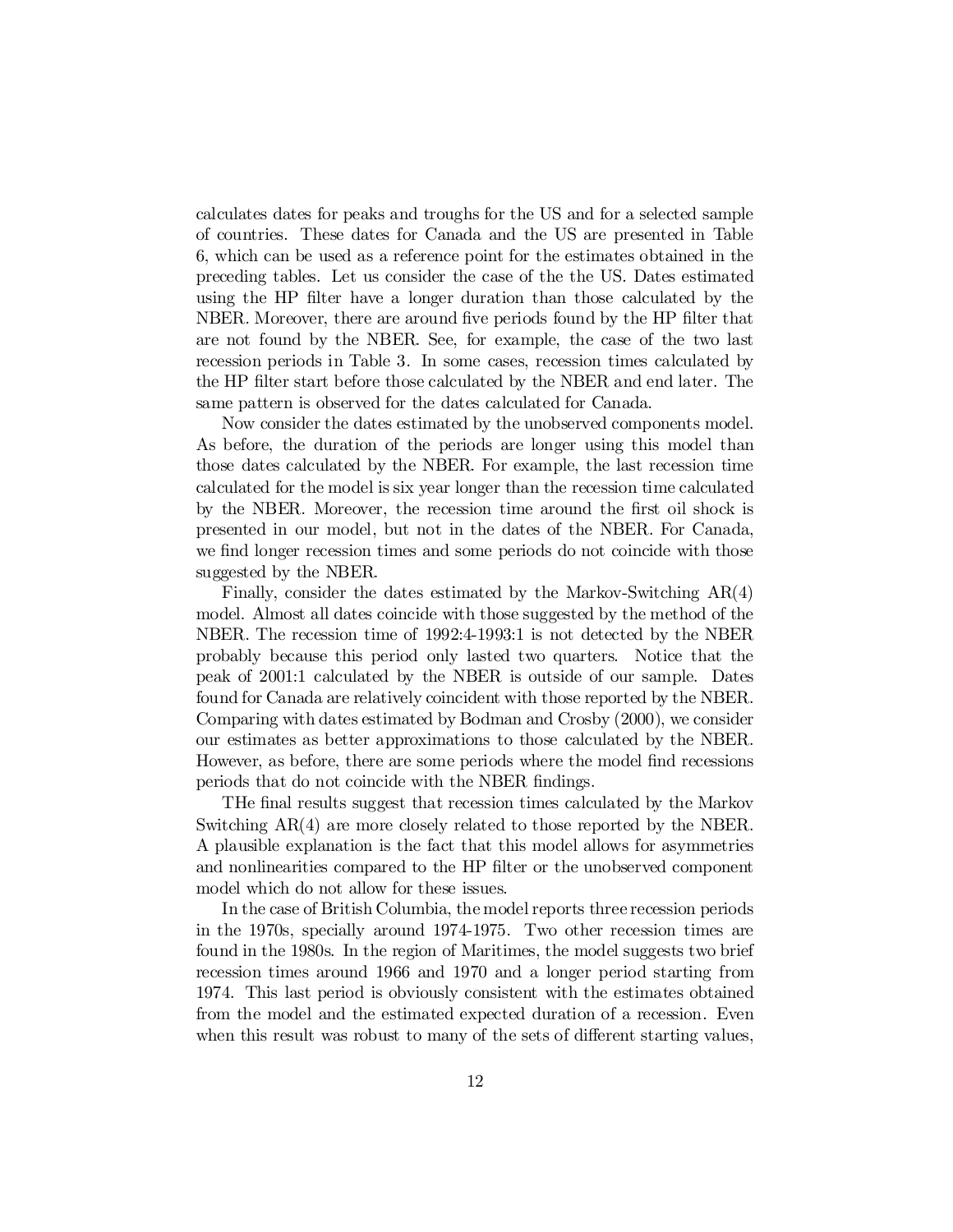calculates dates for peaks and troughs for the US and for a selected sample of countries. These dates for Canada and the US are presented in Table 6, which can be used as a reference point for the estimates obtained in the preceding tables. Let us consider the case of the the US. Dates estimated using the HP filter have a longer duration than those calculated by the NBER. Moreover, there are around five periods found by the HP filter that are not found by the NBER. See, for example, the case of the two last recession periods in Table 3. In some cases, recession times calculated by the HP filter start before those calculated by the NBER and end later. The same pattern is observed for the dates calculated for Canada.

Now consider the dates estimated by the unobserved components model. As before, the duration of the periods are longer using this model than those dates calculated by the NBER. For example, the last recession time calculated for the model is six year longer than the recession time calculated by the NBER. Moreover, the recession time around the first oil shock is presented in our model, but not in the dates of the NBER. For Canada, we find longer recession times and some periods do not coincide with those suggested by the NBER.

Finally, consider the dates estimated by the Markov-Switching AR(4) model. Almost all dates coincide with those suggested by the method of the NBER. The recession time of 1992:4-1993:1 is not detected by the NBER probably because this period only lasted two quarters. Notice that the peak of 2001:1 calculated by the NBER is outside of our sample. Dates found for Canada are relatively coincident with those reported by the NBER. Comparing with dates estimated by Bodman and Crosby (2000), we consider our estimates as better approximations to those calculated by the NBER. However, as before, there are some periods where the model find recessions periods that do not coincide with the NBER findings.

THe final results suggest that recession times calculated by the Markov Switching AR(4) are more closely related to those reported by the NBER. A plausible explanation is the fact that this model allows for asymmetries and nonlinearities compared to the HP filter or the unobserved component model which do not allow for these issues.

In the case of British Columbia, the model reports three recession periods in the 1970s, specially around 1974-1975. Two other recession times are found in the 1980s. In the region of Maritimes, the model suggests two brief recession times around 1966 and 1970 and a longer period starting from 1974. This last period is obviously consistent with the estimates obtained from the model and the estimated expected duration of a recession. Even when this result was robust to many of the sets of different starting values,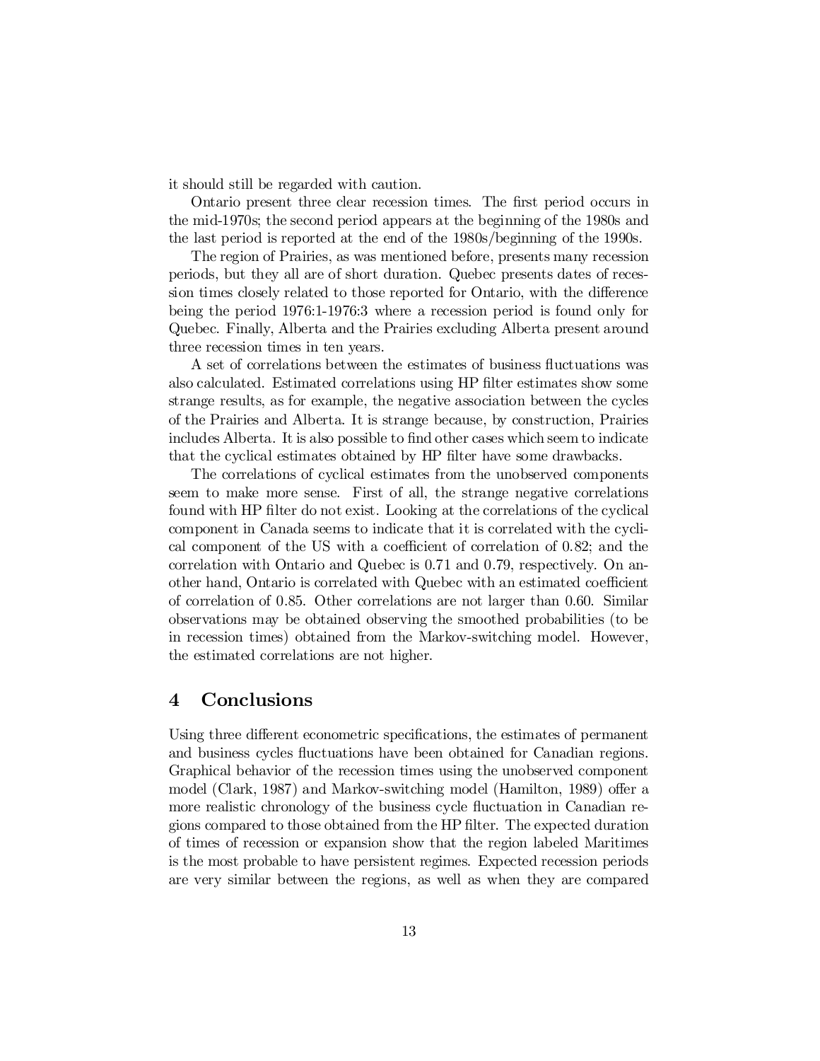it should still be regarded with caution.

Ontario present three clear recession times. The first period occurs in the mid-1970s; the second period appears at the beginning of the 1980s and the last period is reported at the end of the 1980s/beginning of the 1990s.

The region of Prairies, as was mentioned before, presents many recession periods, but they all are of short duration. Quebec presents dates of recession times closely related to those reported for Ontario, with the difference being the period 1976:1-1976:3 where a recession period is found only for Quebec. Finally, Alberta and the Prairies excluding Alberta present around three recession times in ten years.

A set of correlations between the estimates of business fluctuations was also calculated. Estimated correlations using HP filter estimates show some strange results, as for example, the negative association between the cycles of the Prairies and Alberta. It is strange because, by construction, Prairies includes Alberta. It is also possible to find other cases which seem to indicate that the cyclical estimates obtained by HP filter have some drawbacks.

The correlations of cyclical estimates from the unobserved components seem to make more sense. First of all, the strange negative correlations found with HP filter do not exist. Looking at the correlations of the cyclical component in Canada seems to indicate that it is correlated with the cyclical component of the US with a coefficient of correlation of 0.82; and the correlation with Ontario and Quebec is 0.71 and 0.79, respectively. On another hand, Ontario is correlated with Quebec with an estimated coefficient of correlation of 0.85. Other correlations are not larger than 0.60. Similar observations may be obtained observing the smoothed probabilities (to be in recession times) obtained from the Markov-switching model. However, the estimated correlations are not higher.

## 4 Conclusions

Using three different econometric specifications, the estimates of permanent and business cycles fluctuations have been obtained for Canadian regions. Graphical behavior of the recession times using the unobserved component model (Clark, 1987) and Markov-switching model (Hamilton, 1989) offer a more realistic chronology of the business cycle fluctuation in Canadian regions compared to those obtained from the HP filter. The expected duration of times of recession or expansion show that the region labeled Maritimes is the most probable to have persistent regimes. Expected recession periods are very similar between the regions, as well as when they are compared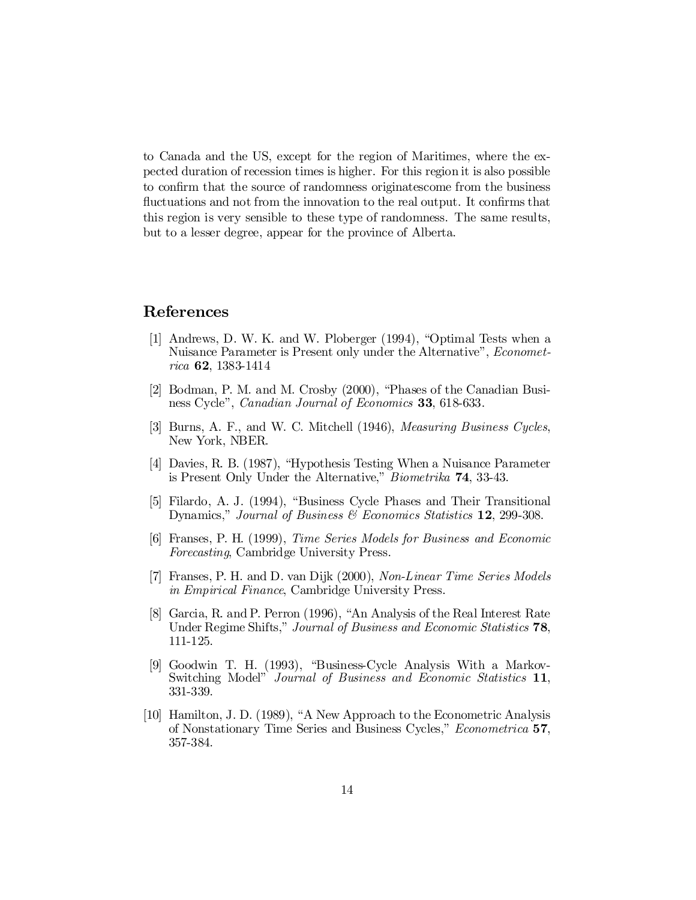to Canada and the US, except for the region of Maritimes, where the expected duration of recession times is higher. For this region it is also possible to confirm that the source of randomness originatescome from the business fluctuations and not from the innovation to the real output. It confirms that this region is very sensible to these type of randomness. The same results, but to a lesser degree, appear for the province of Alberta.

# References

[1] Andrews, D. W. K. and W. Ploberger (1994), "Optimal Tests when a Nuisance Parameter is Present only under the Alternative", *Econometrica* **62**, 1383-1414

[2] Bodman, P. M. and M. Crosby (2000), "Phases of the Canadian Business Cycle", *Canadian Journal of Economics* **33**, 618-633.

[3] Burns, A. F., and W. C. Mitchell (1946), *Measuring Business Cycles*, New York, NBER.

[4] Davies, R. B. (1987), "Hypothesis Testing When a Nuisance Parameter is Present Only Under the Alternative," *Biometrika* **74**, 33-43.

[5] Filardo, A. J. (1994), "Business Cycle Phases and Their Transitional Dynamics," *Journal of Business & Economics Statistics* **12**, 299-308.

[6] Franses, P. H. (1999), *Time Series Models for Business and Economic Forecasting*, Cambridge University Press.

[7] Franses, P. H. and D. van Dijk (2000), *Non-Linear Time Series Models in Empirical Finance*, Cambridge University Press.

[8] Garcia, R. and P. Perron (1996), "An Analysis of the Real Interest Rate Under Regime Shifts," *Journal of Business and Economic Statistics* **78**, 111-125.

[9] Goodwin T. H. (1993), "Business-Cycle Analysis With a Markov-Switching Model" *Journal of Business and Economic Statistics* **11**, 331-339.

[10] Hamilton, J. D. (1989), "A New Approach to the Econometric Analysis of Nonstationary Time Series and Business Cycles," *Econometrica* **57**, 357-384.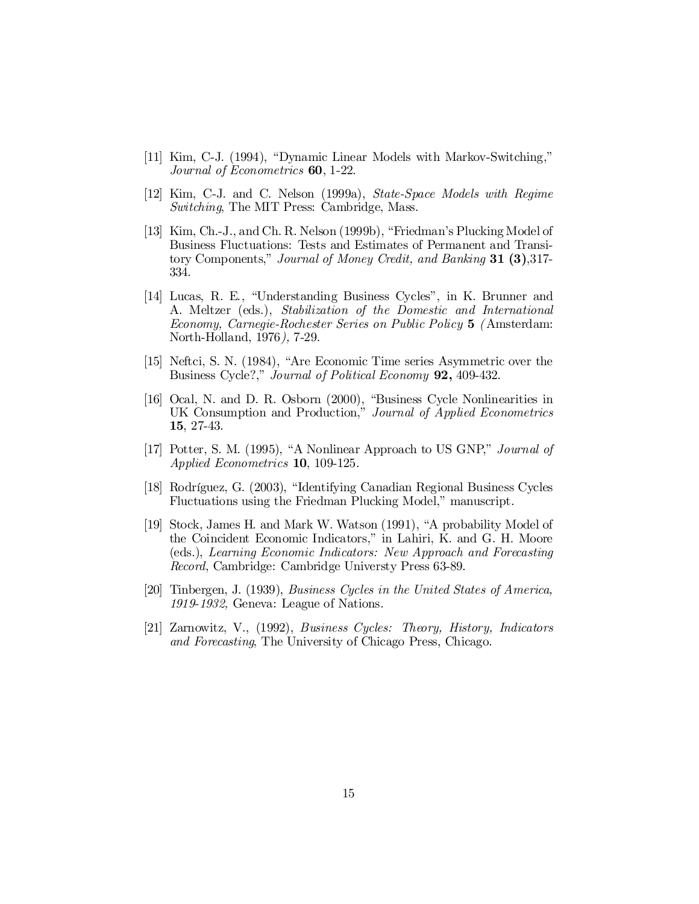[11] Kim, C-J. (1994), “Dynamic Linear Models with Markov-Switching,” *Journal of Econometrics* **60**, 1-22.

[12] Kim, C-J. and C. Nelson (1999a), *State-Space Models with Regime Switching*, The MIT Press: Cambridge, Mass.

[13] Kim, Ch.-J., and Ch. R. Nelson (1999b), “Friedman’s Plucking Model of Business Fluctuations: Tests and Estimates of Permanent and Transitory Components,” *Journal of Money Credit, and Banking* **31 (3)**,317-334.

[14] Lucas, R. E., “Understanding Business Cycles”, in K. Brunner and A. Meltzer (eds.), *Stabilization of the Domestic and International Economy, Carnegie-Rochester Series on Public Policy* **5** *(* Amsterdam: North-Holland, 1976*),* 7-29.

[15] Neftci, S. N. (1984), “Are Economic Time series Asymmetric over the Business Cycle?,” *Journal of Political Economy* **92,** 409-432.

[16] Ocal, N. and D. R. Osborn (2000), “Business Cycle Nonlinearities in UK Consumption and Production,” *Journal of Applied Econometrics* **15**, 27-43.

[17] Potter, S. M. (1995), “A Nonlinear Approach to US GNP,” *Journal of Applied Econometrics* **10**, 109-125.

[18] Rodríguez, G. (2003), “Identifying Canadian Regional Business Cycles Fluctuations using the Friedman Plucking Model,” manuscript.

[19] Stock, James H. and Mark W. Watson (1991), “A probability Model of the Coincident Economic Indicators,” in Lahiri, K. and G. H. Moore (eds.), *Learning Economic Indicators: New Approach and Forecasting Record*, Cambridge: Cambridge Universty Press 63-89.

[20] Tinbergen, J. (1939), *Business Cycles in the United States of America, 1919-1932,* Geneva: League of Nations.

[21] Zarnowitz, V., (1992), *Business Cycles: Theory, History, Indicators and Forecasting*, The University of Chicago Press, Chicago.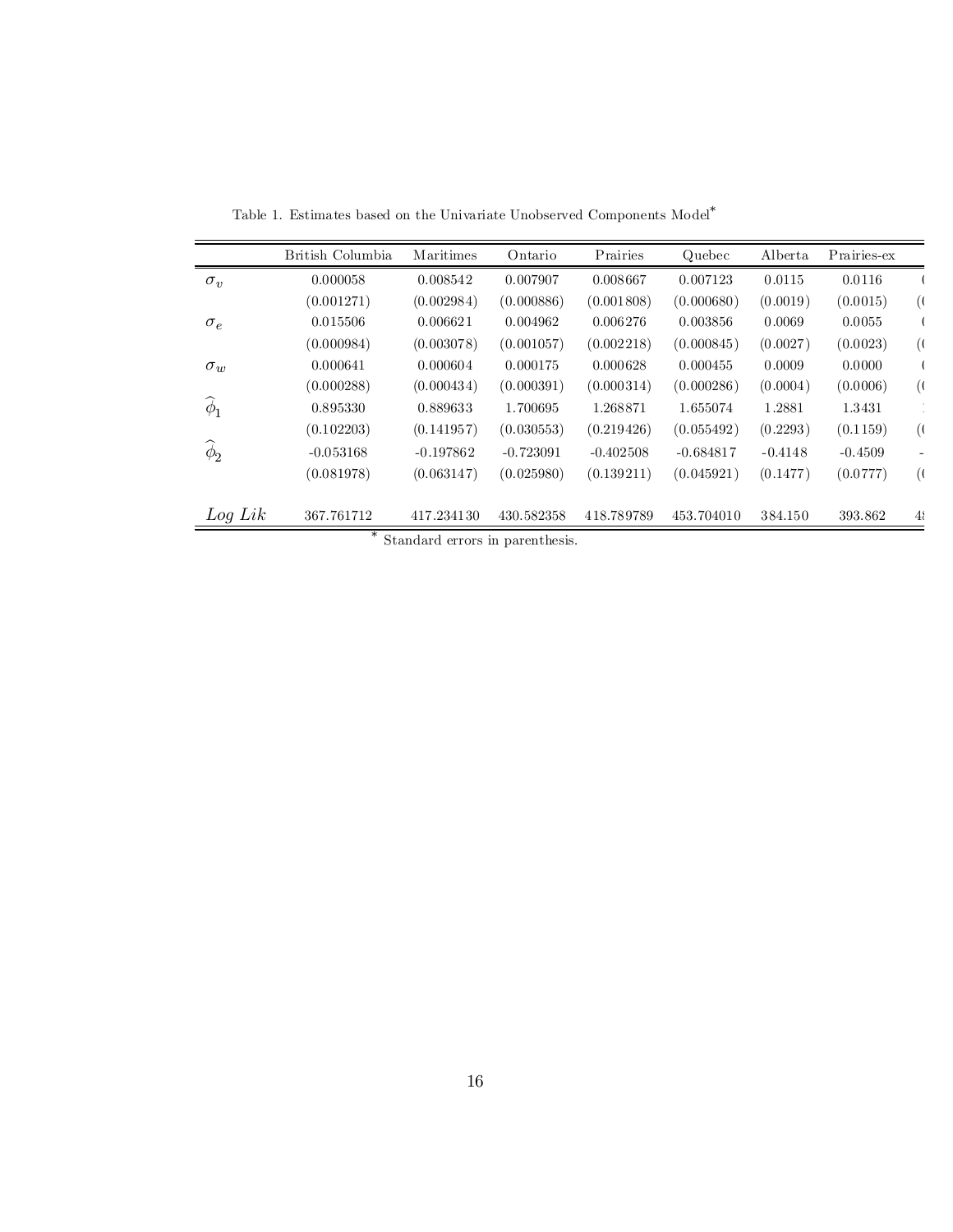Table 1. Estimates based on the Univariate Unobserved Components Model*

| | British Columbia | Maritimes | Ontario | Prairies | Quebec | Alberta | Prairies-ex |
|---|---|---|---|---|---|---|---|
| $\sigma_v$ | 0.000058 | 0.008542 | 0.007907 | 0.008667 | 0.007123 | 0.0115 | 0.0116 |
| | (0.001271) | (0.002984) | (0.000886) | (0.001808) | (0.000680) | (0.0019) | (0.0015) |
| $\sigma_e$ | 0.015506 | 0.006621 | 0.004962 | 0.006276 | 0.003856 | 0.0069 | 0.0055 |
| | (0.000984) | (0.003078) | (0.001057) | (0.002218) | (0.000845) | (0.0027) | (0.0023) |
| $\sigma_w$ | 0.000641 | 0.000604 | 0.000175 | 0.000628 | 0.000455 | 0.0009 | 0.0000 |
| | (0.000288) | (0.000434) | (0.000391) | (0.000314) | (0.000286) | (0.0004) | (0.0006) |
| $\widehat{\phi}_1$ | 0.895330 | 0.889633 | 1.700695 | 1.268871 | 1.655074 | 1.2881 | 1.3431 |
| | (0.102203) | (0.141957) | (0.030553) | (0.219426) | (0.055492) | (0.2293) | (0.1159) |
| $\widehat{\phi}_2$ | -0.053168 | -0.197862 | -0.723091 | -0.402508 | -0.684817 | -0.4148 | -0.4509 |
| | (0.081978) | (0.063147) | (0.025980) | (0.139211) | (0.045921) | (0.1477) | (0.0777) |
| *Log Lik* | 367.761712 | 417.234130 | 430.582358 | 418.789789 | 453.704010 | 384.150 | 393.862 |

* Standard errors in parenthesis.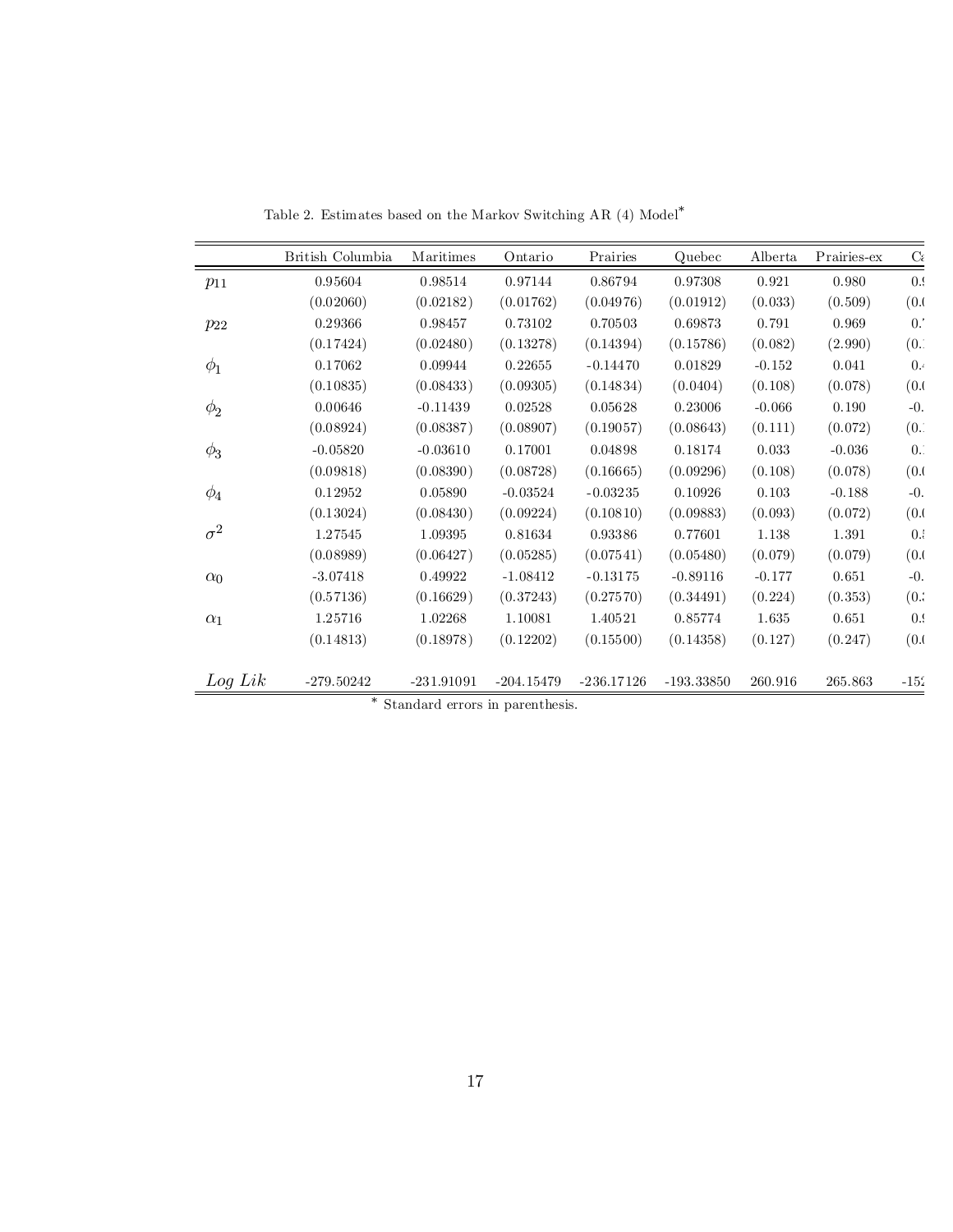Table 2. Estimates based on the Markov Switching AR (4) Model*

| | British Columbia | Maritimes | Ontario | Prairies | Quebec | Alberta | Prairies-ex | Ca |
|---|---|---|---|---|---|---|---|---|
| $p_{11}$ | 0.95604 | 0.98514 | 0.97144 | 0.86794 | 0.97308 | 0.921 | 0.980 | 0.9 |
| | (0.02060) | (0.02182) | (0.01762) | (0.04976) | (0.01912) | (0.033) | (0.509) | (0.0 |
| $p_{22}$ | 0.29366 | 0.98457 | 0.73102 | 0.70503 | 0.69873 | 0.791 | 0.969 | 0.7 |
| | (0.17424) | (0.02480) | (0.13278) | (0.14394) | (0.15786) | (0.082) | (2.990) | (0.1 |
| $\phi_1$ | 0.17062 | 0.09944 | 0.22655 | -0.14470 | 0.01829 | -0.152 | 0.041 | 0.4 |
| | (0.10835) | (0.08433) | (0.09305) | (0.14834) | (0.0404) | (0.108) | (0.078) | (0.0 |
| $\phi_2$ | 0.00646 | -0.11439 | 0.02528 | 0.05628 | 0.23006 | -0.066 | 0.190 | -0. |
| | (0.08924) | (0.08387) | (0.08907) | (0.19057) | (0.08643) | (0.111) | (0.072) | (0.1 |
| $\phi_3$ | -0.05820 | -0.03610 | 0.17001 | 0.04898 | 0.18174 | 0.033 | -0.036 | 0.1 |
| | (0.09818) | (0.08390) | (0.08728) | (0.16665) | (0.09296) | (0.108) | (0.078) | (0.0 |
| $\phi_4$ | 0.12952 | 0.05890 | -0.03524 | -0.03235 | 0.10926 | 0.103 | -0.188 | -0. |
| | (0.13024) | (0.08430) | (0.09224) | (0.10810) | (0.09883) | (0.093) | (0.072) | (0.0 |
| $\sigma^2$ | 1.27545 | 1.09395 | 0.81634 | 0.93386 | 0.77601 | 1.138 | 1.391 | 0.5 |
| | (0.08989) | (0.06427) | (0.05285) | (0.07541) | (0.05480) | (0.079) | (0.079) | (0.0 |
| $\alpha_0$ | -3.07418 | 0.49922 | -1.08412 | -0.13175 | -0.89116 | -0.177 | 0.651 | -0. |
| | (0.57136) | (0.16629) | (0.37243) | (0.27570) | (0.34491) | (0.224) | (0.353) | (0.3 |
| $\alpha_1$ | 1.25716 | 1.02268 | 1.10081 | 1.40521 | 0.85774 | 1.635 | 0.651 | 0.9 |
| | (0.14813) | (0.18978) | (0.12202) | (0.15500) | (0.14358) | (0.127) | (0.247) | (0.0 |
| *Log Lik* | -279.50242 | -231.91091 | -204.15479 | -236.17126 | -193.33850 | 260.916 | 265.863 | -152 |

* Standard errors in parenthesis.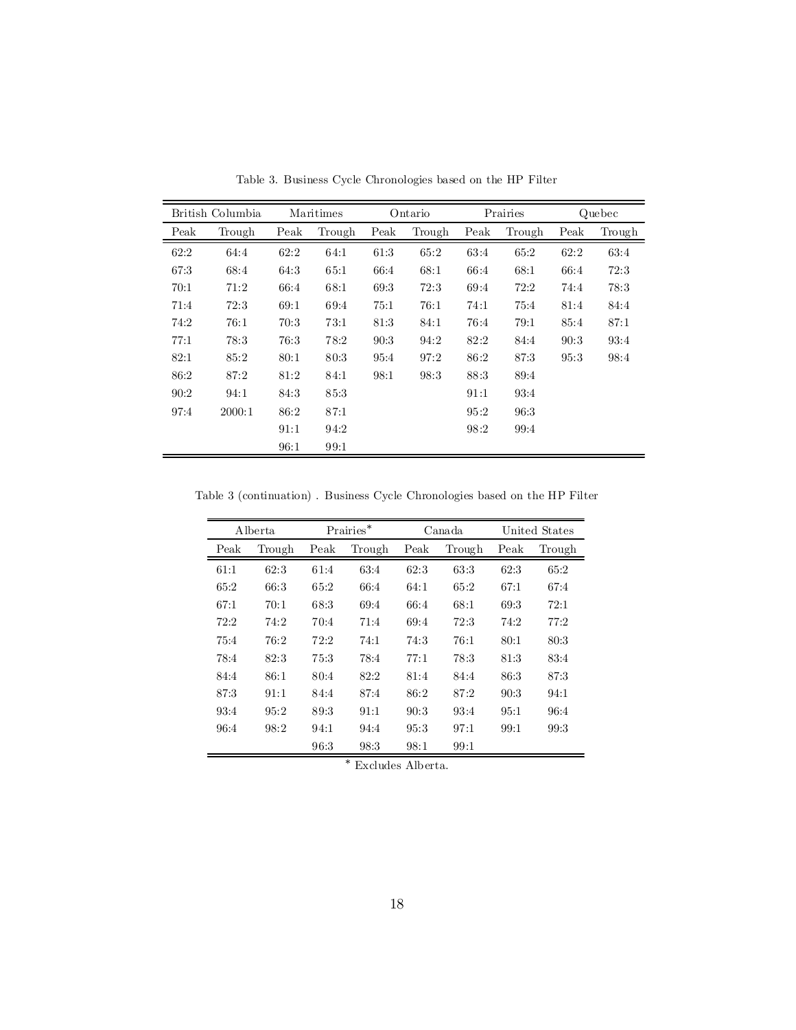Table 3. Business Cycle Chronologies based on the HP Filter

| British Columbia | | Maritimes | | Ontario | | Prairies | | Quebec | |
|---|---|---|---|---|---|---|---|---|---|
| Peak | Trough | Peak | Trough | Peak | Trough | Peak | Trough | Peak | Trough |
| 62:2 | 64:4 | 62:2 | 64:1 | 61:3 | 65:2 | 63:4 | 65:2 | 62:2 | 63:4 |
| 67:3 | 68:4 | 64:3 | 65:1 | 66:4 | 68:1 | 66:4 | 68:1 | 66:4 | 72:3 |
| 70:1 | 71:2 | 66:4 | 68:1 | 69:3 | 72:3 | 69:4 | 72:2 | 74:4 | 78:3 |
| 71:4 | 72:3 | 69:1 | 69:4 | 75:1 | 76:1 | 74:1 | 75:4 | 81:4 | 84:4 |
| 74:2 | 76:1 | 70:3 | 73:1 | 81:3 | 84:1 | 76:4 | 79:1 | 85:4 | 87:1 |
| 77:1 | 78:3 | 76:3 | 78:2 | 90:3 | 94:2 | 82:2 | 84:4 | 90:3 | 93:4 |
| 82:1 | 85:2 | 80:1 | 80:3 | 95:4 | 97:2 | 86:2 | 87:3 | 95:3 | 98:4 |
| 86:2 | 87:2 | 81:2 | 84:1 | 98:1 | 98:3 | 88:3 | 89:4 | | |
| 90:2 | 94:1 | 84:3 | 85:3 | | | 91:1 | 93:4 | | |
| 97:4 | 2000:1 | 86:2 | 87:1 | | | 95:2 | 96:3 | | |
| | | 91:1 | 94:2 | | | 98:2 | 99:4 | | |
| | | 96:1 | 99:1 | | | | | | |

Table 3 (continuation) . Business Cycle Chronologies based on the HP Filter

| Alberta | | Prairies* | | Canada | | United States | |
|---|---|---|---|---|---|---|---|
| Peak | Trough | Peak | Trough | Peak | Trough | Peak | Trough |
| 61:1 | 62:3 | 61:4 | 63:4 | 62:3 | 63:3 | 62:3 | 65:2 |
| 65:2 | 66:3 | 65:2 | 66:4 | 64:1 | 65:2 | 67:1 | 67:4 |
| 67:1 | 70:1 | 68:3 | 69:4 | 66:4 | 68:1 | 69:3 | 72:1 |
| 72:2 | 74:2 | 70:4 | 71:4 | 69:4 | 72:3 | 74:2 | 77:2 |
| 75:4 | 76:2 | 72:2 | 74:1 | 74:3 | 76:1 | 80:1 | 80:3 |
| 78:4 | 82:3 | 75:3 | 78:4 | 77:1 | 78:3 | 81:3 | 83:4 |
| 84:4 | 86:1 | 80:4 | 82:2 | 81:4 | 84:4 | 86:3 | 87:3 |
| 87:3 | 91:1 | 84:4 | 87:4 | 86:2 | 87:2 | 90:3 | 94:1 |
| 93:4 | 95:2 | 89:3 | 91:1 | 90:3 | 93:4 | 95:1 | 96:4 |
| 96:4 | 98:2 | 94:1 | 94:4 | 95:3 | 97:1 | 99:1 | 99:3 |
| | | 96:3 | 98:3 | 98:1 | 99:1 | | |

* Excludes Alberta.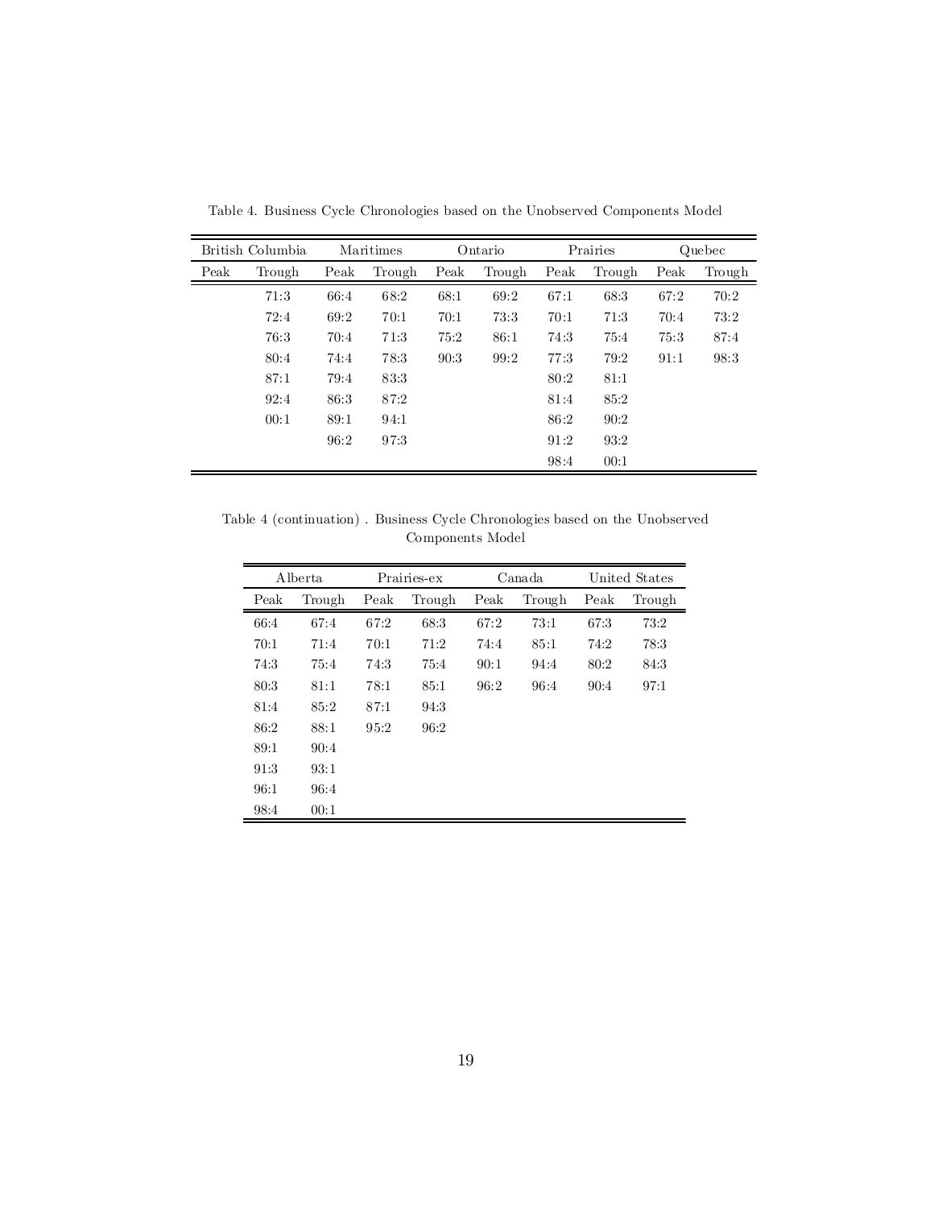Table 4. Business Cycle Chronologies based on the Unobserved Components Model

| British Columbia | | Maritimes | | Ontario | | Prairies | | Quebec | |
|---|---|---|---|---|---|---|---|---|---|
| Peak | Trough | Peak | Trough | Peak | Trough | Peak | Trough | Peak | Trough |
| | 71:3 | 66:4 | 68:2 | 68:1 | 69:2 | 67:1 | 68:3 | 67:2 | 70:2 |
| | 72:4 | 69:2 | 70:1 | 70:1 | 73:3 | 70:1 | 71:3 | 70:4 | 73:2 |
| | 76:3 | 70:4 | 71:3 | 75:2 | 86:1 | 74:3 | 75:4 | 75:3 | 87:4 |
| | 80:4 | 74:4 | 78:3 | 90:3 | 99:2 | 77:3 | 79:2 | 91:1 | 98:3 |
| | 87:1 | 79:4 | 83:3 | | | 80:2 | 81:1 | | |
| | 92:4 | 86:3 | 87:2 | | | 81:4 | 85:2 | | |
| | 00:1 | 89:1 | 94:1 | | | 86:2 | 90:2 | | |
| | | 96:2 | 97:3 | | | 91:2 | 93:2 | | |
| | | | | | | 98:4 | 00:1 | | |

Table 4 (continuation) . Business Cycle Chronologies based on the Unobserved Components Model

| Alberta | | Prairies-ex | | Canada | | United States | |
|---|---|---|---|---|---|---|---|
| Peak | Trough | Peak | Trough | Peak | Trough | Peak | Trough |
| 66:4 | 67:4 | 67:2 | 68:3 | 67:2 | 73:1 | 67:3 | 73:2 |
| 70:1 | 71:4 | 70:1 | 71:2 | 74:4 | 85:1 | 74:2 | 78:3 |
| 74:3 | 75:4 | 74:3 | 75:4 | 90:1 | 94:4 | 80:2 | 84:3 |
| 80:3 | 81:1 | 78:1 | 85:1 | 96:2 | 96:4 | 90:4 | 97:1 |
| 81:4 | 85:2 | 87:1 | 94:3 | | | | |
| 86:2 | 88:1 | 95:2 | 96:2 | | | | |
| 89:1 | 90:4 | | | | | | |
| 91:3 | 93:1 | | | | | | |
| 96:1 | 96:4 | | | | | | |
| 98:4 | 00:1 | | | | | | |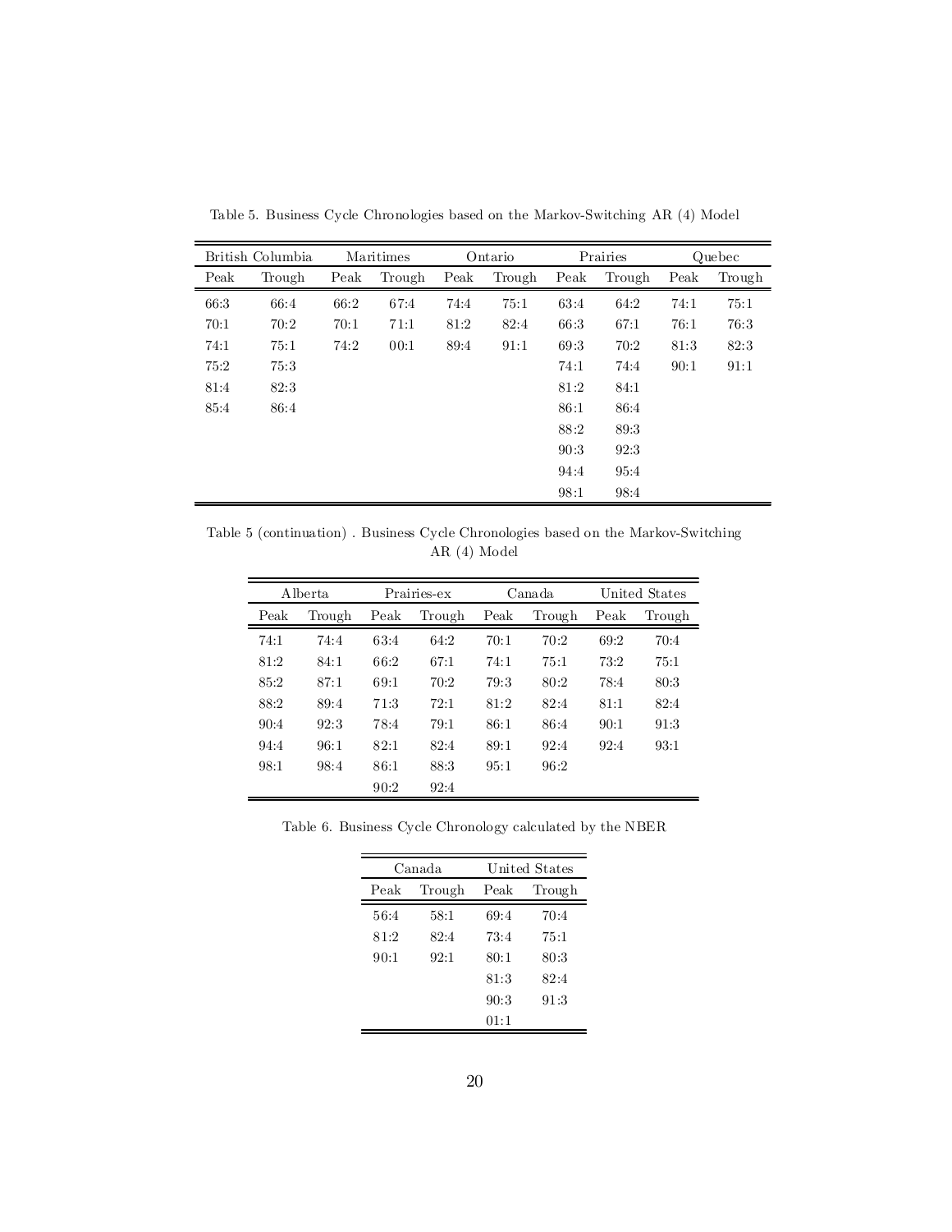Table 5. Business Cycle Chronologies based on the Markov-Switching AR (4) Model

| British Columbia | | Maritimes | | Ontario | | Prairies | | Quebec | |
|---|---|---|---|---|---|---|---|---|---|
| Peak | Trough | Peak | Trough | Peak | Trough | Peak | Trough | Peak | Trough |
| 66:3 | 66:4 | 66:2 | 67:4 | 74:4 | 75:1 | 63:4 | 64:2 | 74:1 | 75:1 |
| 70:1 | 70:2 | 70:1 | 71:1 | 81:2 | 82:4 | 66:3 | 67:1 | 76:1 | 76:3 |
| 74:1 | 75:1 | 74:2 | 00:1 | 89:4 | 91:1 | 69:3 | 70:2 | 81:3 | 82:3 |
| 75:2 | 75:3 | | | | | 74:1 | 74:4 | 90:1 | 91:1 |
| 81:4 | 82:3 | | | | | 81:2 | 84:1 | | |
| 85:4 | 86:4 | | | | | 86:1 | 86:4 | | |
| | | | | | | 88:2 | 89:3 | | |
| | | | | | | 90:3 | 92:3 | | |
| | | | | | | 94:4 | 95:4 | | |
| | | | | | | 98:1 | 98:4 | | |

Table 5 (continuation) . Business Cycle Chronologies based on the Markov-Switching AR (4) Model

| Alberta | | Prairies-ex | | Canada | | United States | |
|---|---|---|---|---|---|---|---|
| Peak | Trough | Peak | Trough | Peak | Trough | Peak | Trough |
| 74:1 | 74:4 | 63:4 | 64:2 | 70:1 | 70:2 | 69:2 | 70:4 |
| 81:2 | 84:1 | 66:2 | 67:1 | 74:1 | 75:1 | 73:2 | 75:1 |
| 85:2 | 87:1 | 69:1 | 70:2 | 79:3 | 80:2 | 78:4 | 80:3 |
| 88:2 | 89:4 | 71:3 | 72:1 | 81:2 | 82:4 | 81:1 | 82:4 |
| 90:4 | 92:3 | 78:4 | 79:1 | 86:1 | 86:4 | 90:1 | 91:3 |
| 94:4 | 96:1 | 82:1 | 82:4 | 89:1 | 92:4 | 92:4 | 93:1 |
| 98:1 | 98:4 | 86:1 | 88:3 | 95:1 | 96:2 | | |
| | | 90:2 | 92:4 | | | | |

Table 6. Business Cycle Chronology calculated by the NBER

| Canada | | United States | |
|---|---|---|---|
| Peak | Trough | Peak | Trough |
| 56:4 | 58:1 | 69:4 | 70:4 |
| 81:2 | 82:4 | 73:4 | 75:1 |
| 90:1 | 92:1 | 80:1 | 80:3 |
| | | 81:3 | 82:4 |
| | | 90:3 | 91:3 |
| | | 01:1 | |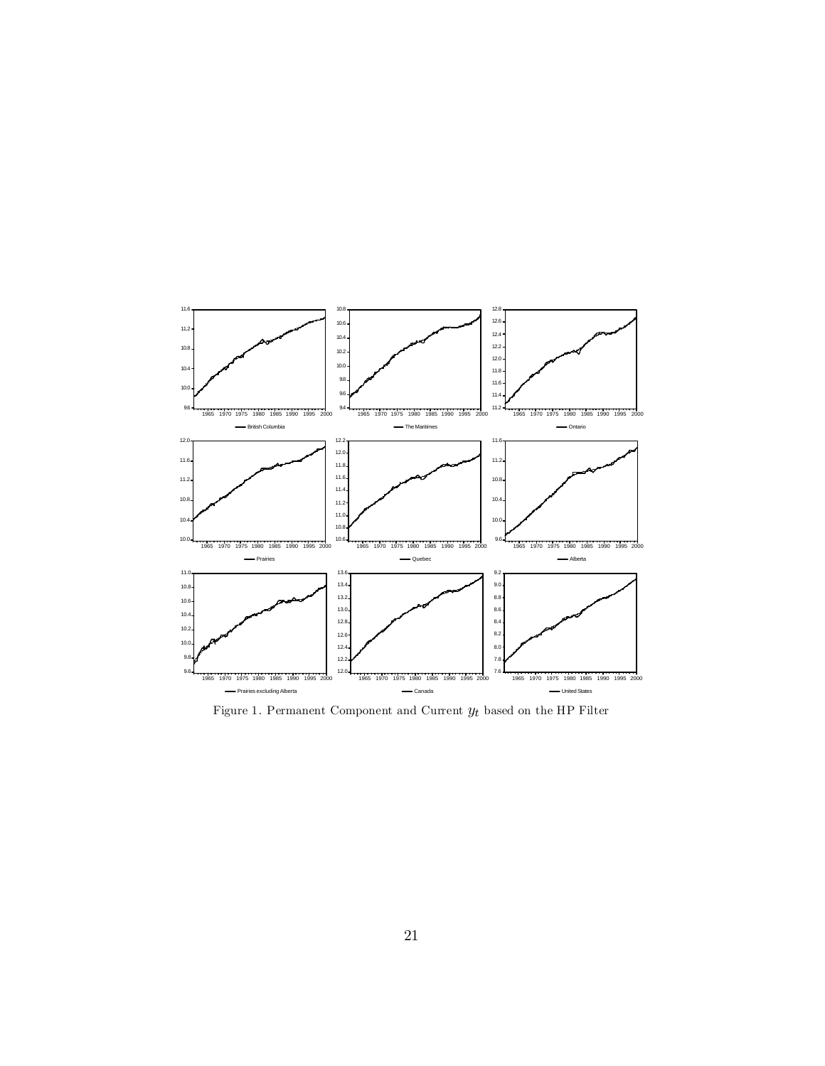Figure 1. Permanent Component and Current $y_t$ based on the HP Filter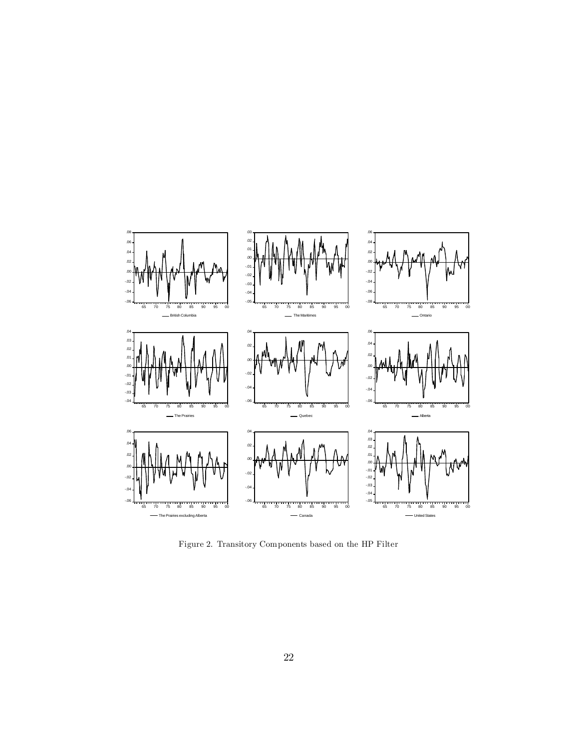Figure 2. Transitory Components based on the HP Filter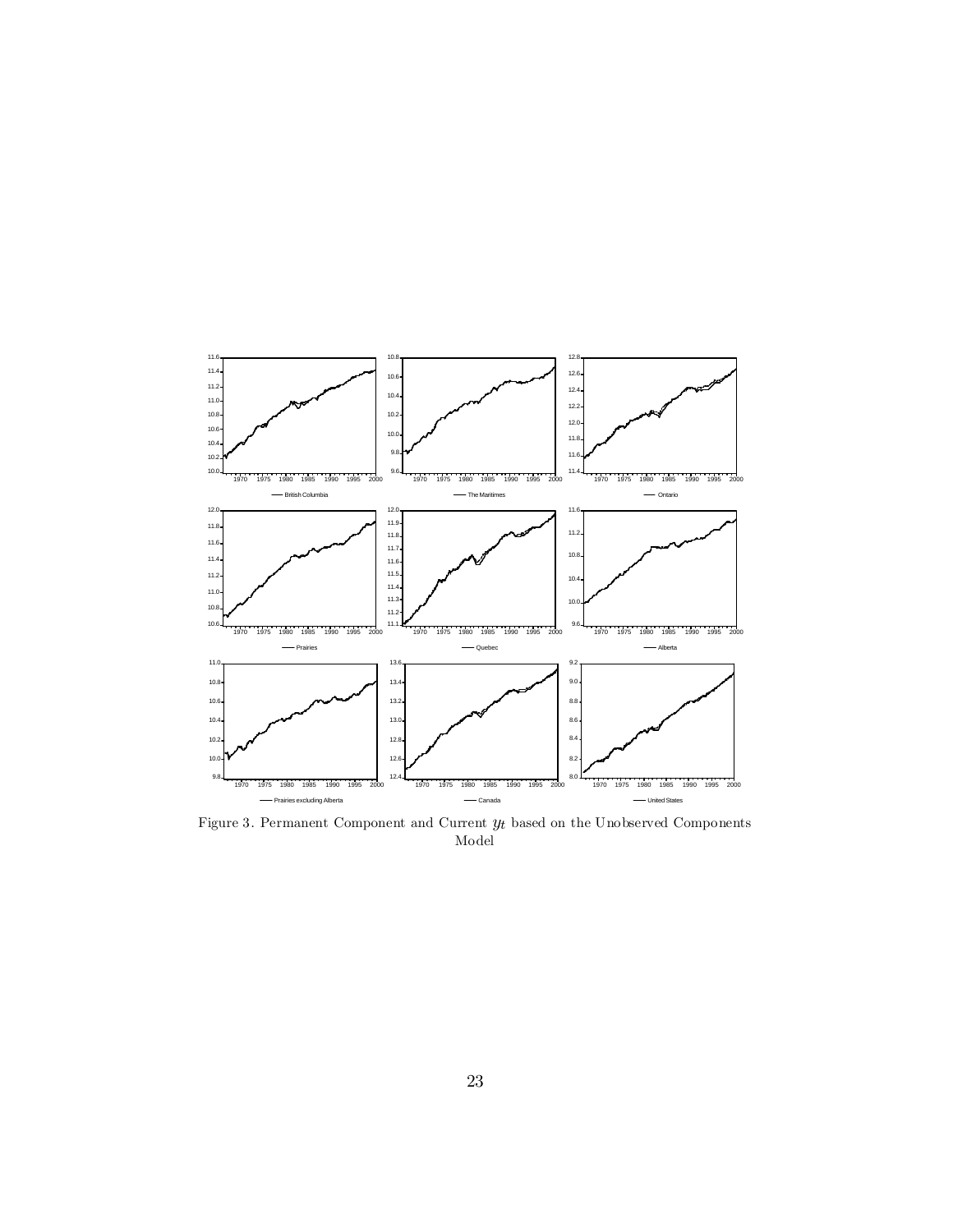Figure 3. Permanent Component and Current $y_t$ based on the Unobserved Components Model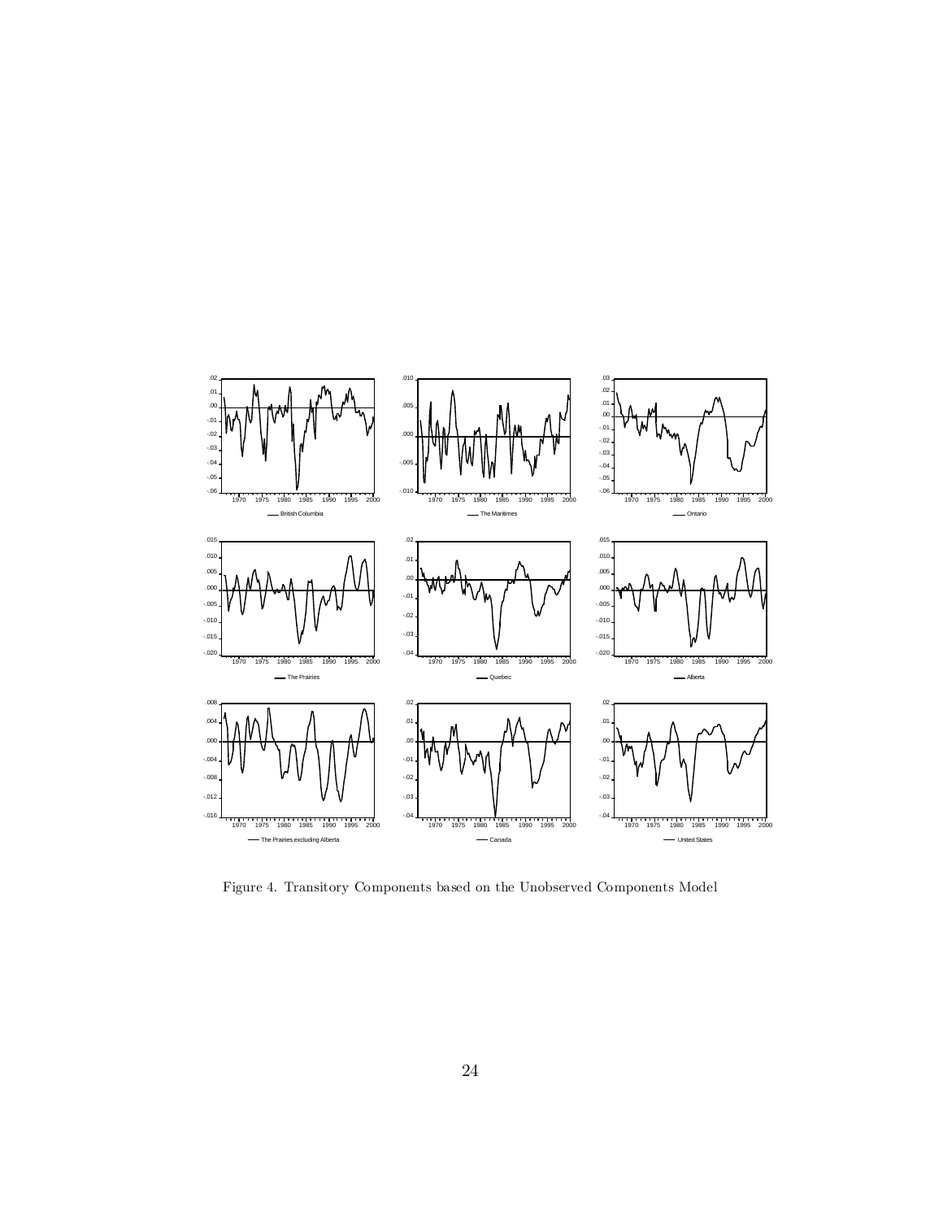Figure 4. Transitory Components based on the Unobserved Components Model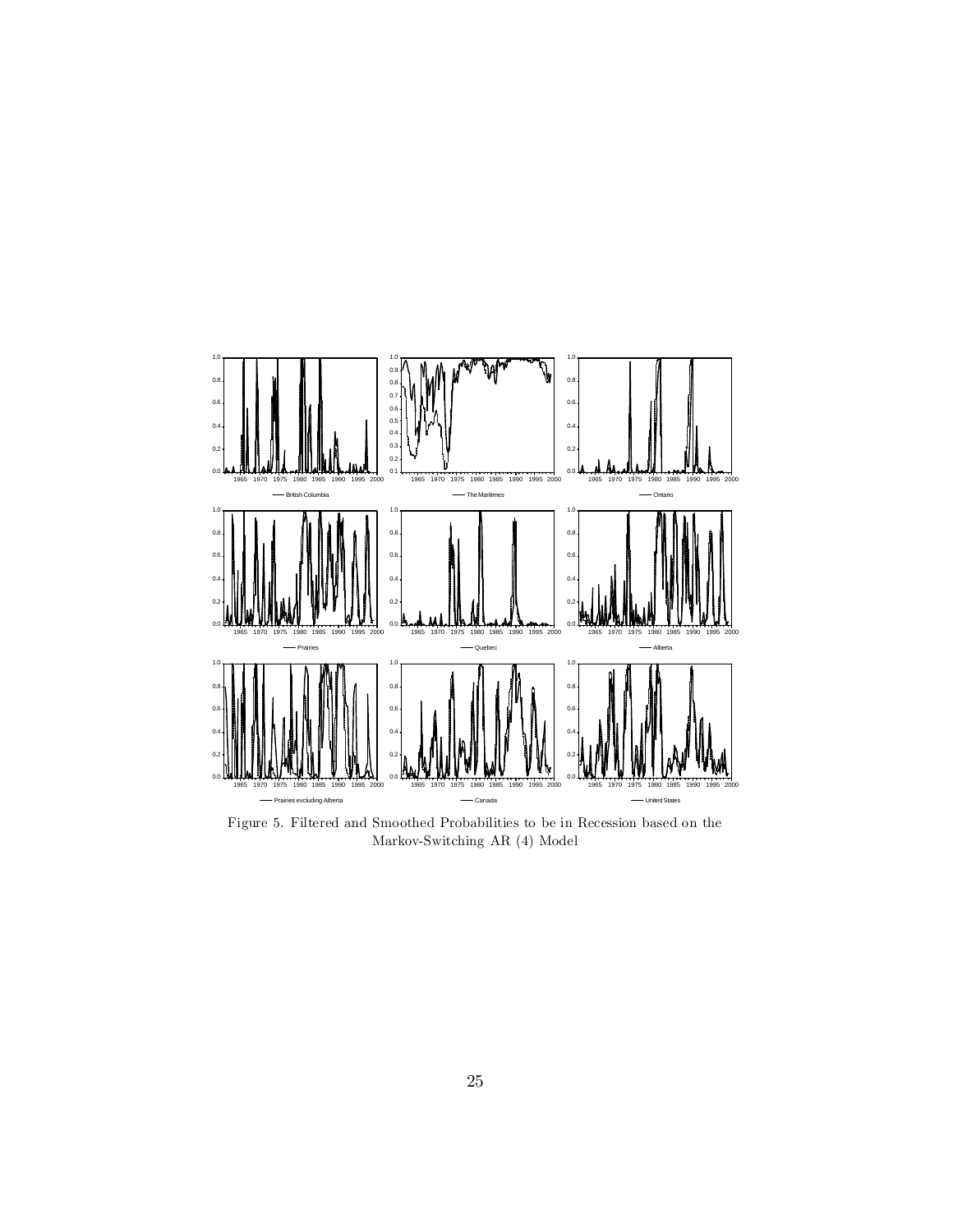1.0
0.8
0.6
0.4
0.2
0.0
1965 1970 1975 1980 1985 1990 1995 2000
British Columbia

1.0
0.9
0.8
0.7
0.6
0.5
0.4
0.3
0.2
0.1
1965 1970 1975 1980 1985 1990 1995 2000
The Maritimes

1.0
0.8
0.6
0.4
0.2
0.0
1965 1970 1975 1980 1985 1990 1995 2000
Ontario

1.0
0.8
0.6
0.4
0.2
0.0
1965 1970 1975 1980 1985 1990 1995 2000
Prairies

1.0
0.8
0.6
0.4
0.2
0.0
1965 1970 1975 1980 1985 1990 1995 2000
Quebec

1.0
0.8
0.6
0.4
0.2
0.0
1965 1970 1975 1980 1985 1990 1995 2000
Alberta

1.0
0.8
0.6
0.4
0.2
0.0
1965 1970 1975 1980 1985 1990 1995 2000
Prairies excluding Alberta

1.0
0.8
0.6
0.4
0.2
0.0
1965 1970 1975 1980 1985 1990 1995 2000
Canada

1.0
0.8
0.6
0.4
0.2
0.0
1965 1970 1975 1980 1985 1990 1995 2000
United States

Figure 5. Filtered and Smoothed Probabilities to be in Recession based on the Markov-Switching AR (4) Model